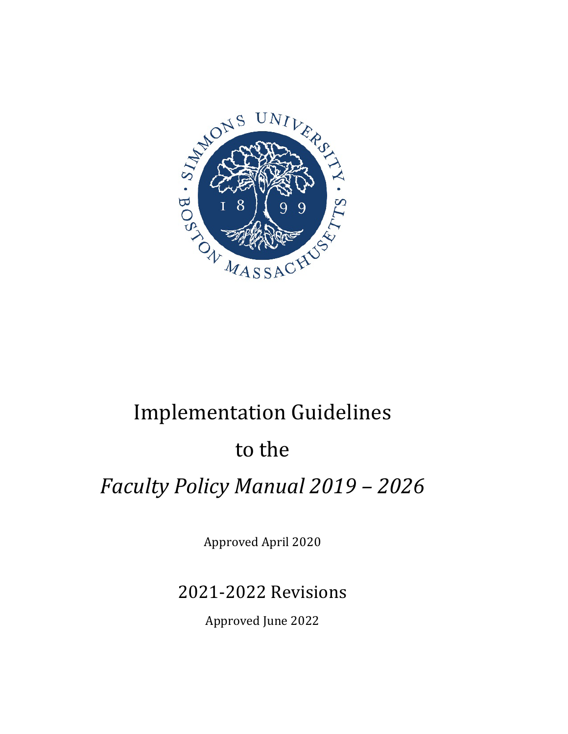# Implementation Guidelines

# to the

# *Faculty Policy Manual 2019 – 2026*

Approved April 2020

## 2021-2022 Revisions

Approved June 2022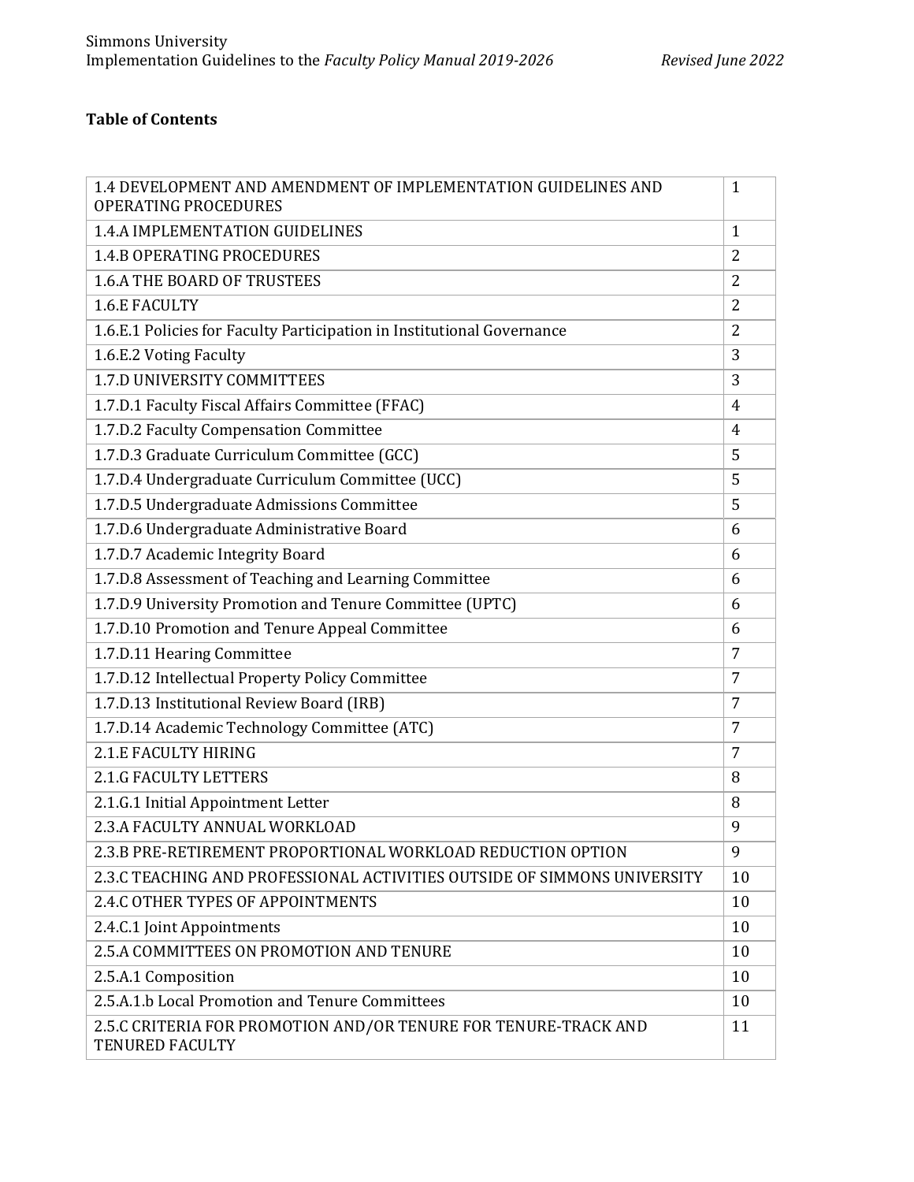## Table of Contents

| | |
|---|---|
| 1.4 DEVELOPMENT AND AMENDMENT OF IMPLEMENTATION GUIDELINES AND OPERATING PROCEDURES | 1 |
| 1.4.A IMPLEMENTATION GUIDELINES | 1 |
| 1.4.B OPERATING PROCEDURES | 2 |
| 1.6.A THE BOARD OF TRUSTEES | 2 |
| 1.6.E FACULTY | 2 |
| 1.6.E.1 Policies for Faculty Participation in Institutional Governance | 2 |
| 1.6.E.2 Voting Faculty | 3 |
| 1.7.D UNIVERSITY COMMITTEES | 3 |
| 1.7.D.1 Faculty Fiscal Affairs Committee (FFAC) | 4 |
| 1.7.D.2 Faculty Compensation Committee | 4 |
| 1.7.D.3 Graduate Curriculum Committee (GCC) | 5 |
| 1.7.D.4 Undergraduate Curriculum Committee (UCC) | 5 |
| 1.7.D.5 Undergraduate Admissions Committee | 5 |
| 1.7.D.6 Undergraduate Administrative Board | 6 |
| 1.7.D.7 Academic Integrity Board | 6 |
| 1.7.D.8 Assessment of Teaching and Learning Committee | 6 |
| 1.7.D.9 University Promotion and Tenure Committee (UPTC) | 6 |
| 1.7.D.10 Promotion and Tenure Appeal Committee | 6 |
| 1.7.D.11 Hearing Committee | 7 |
| 1.7.D.12 Intellectual Property Policy Committee | 7 |
| 1.7.D.13 Institutional Review Board (IRB) | 7 |
| 1.7.D.14 Academic Technology Committee (ATC) | 7 |
| 2.1.E FACULTY HIRING | 7 |
| 2.1.G FACULTY LETTERS | 8 |
| 2.1.G.1 Initial Appointment Letter | 8 |
| 2.3.A FACULTY ANNUAL WORKLOAD | 9 |
| 2.3.B PRE-RETIREMENT PROPORTIONAL WORKLOAD REDUCTION OPTION | 9 |
| 2.3.C TEACHING AND PROFESSIONAL ACTIVITIES OUTSIDE OF SIMMONS UNIVERSITY | 10 |
| 2.4.C OTHER TYPES OF APPOINTMENTS | 10 |
| 2.4.C.1 Joint Appointments | 10 |
| 2.5.A COMMITTEES ON PROMOTION AND TENURE | 10 |
| 2.5.A.1 Composition | 10 |
| 2.5.A.1.b Local Promotion and Tenure Committees | 10 |
| 2.5.C CRITERIA FOR PROMOTION AND/OR TENURE FOR TENURE-TRACK AND TENURED FACULTY | 11 |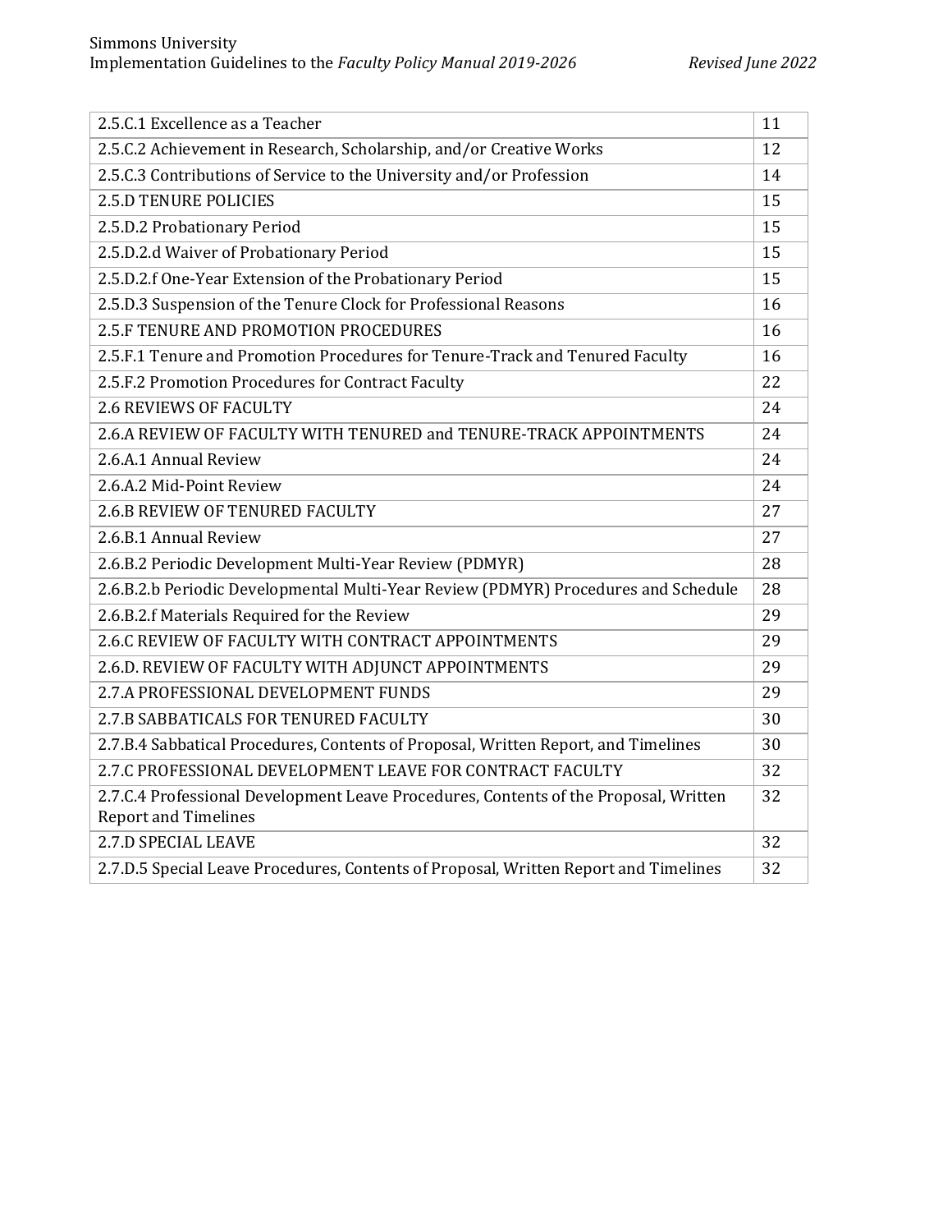| 2.5.C.1 Excellence as a Teacher | 11 |
|---|---|
| 2.5.C.2 Achievement in Research, Scholarship, and/or Creative Works | 12 |
| 2.5.C.3 Contributions of Service to the University and/or Profession | 14 |
| 2.5.D TENURE POLICIES | 15 |
| 2.5.D.2 Probationary Period | 15 |
| 2.5.D.2.d Waiver of Probationary Period | 15 |
| 2.5.D.2.f One-Year Extension of the Probationary Period | 15 |
| 2.5.D.3 Suspension of the Tenure Clock for Professional Reasons | 16 |
| 2.5.F TENURE AND PROMOTION PROCEDURES | 16 |
| 2.5.F.1 Tenure and Promotion Procedures for Tenure-Track and Tenured Faculty | 16 |
| 2.5.F.2 Promotion Procedures for Contract Faculty | 22 |
| 2.6 REVIEWS OF FACULTY | 24 |
| 2.6.A REVIEW OF FACULTY WITH TENURED and TENURE-TRACK APPOINTMENTS | 24 |
| 2.6.A.1 Annual Review | 24 |
| 2.6.A.2 Mid-Point Review | 24 |
| 2.6.B REVIEW OF TENURED FACULTY | 27 |
| 2.6.B.1 Annual Review | 27 |
| 2.6.B.2 Periodic Development Multi-Year Review (PDMYR) | 28 |
| 2.6.B.2.b Periodic Developmental Multi-Year Review (PDMYR) Procedures and Schedule | 28 |
| 2.6.B.2.f Materials Required for the Review | 29 |
| 2.6.C REVIEW OF FACULTY WITH CONTRACT APPOINTMENTS | 29 |
| 2.6.D. REVIEW OF FACULTY WITH ADJUNCT APPOINTMENTS | 29 |
| 2.7.A PROFESSIONAL DEVELOPMENT FUNDS | 29 |
| 2.7.B SABBATICALS FOR TENURED FACULTY | 30 |
| 2.7.B.4 Sabbatical Procedures, Contents of Proposal, Written Report, and Timelines | 30 |
| 2.7.C PROFESSIONAL DEVELOPMENT LEAVE FOR CONTRACT FACULTY | 32 |
| 2.7.C.4 Professional Development Leave Procedures, Contents of the Proposal, Written Report and Timelines | 32 |
| 2.7.D SPECIAL LEAVE | 32 |
| 2.7.D.5 Special Leave Procedures, Contents of Proposal, Written Report and Timelines | 32 |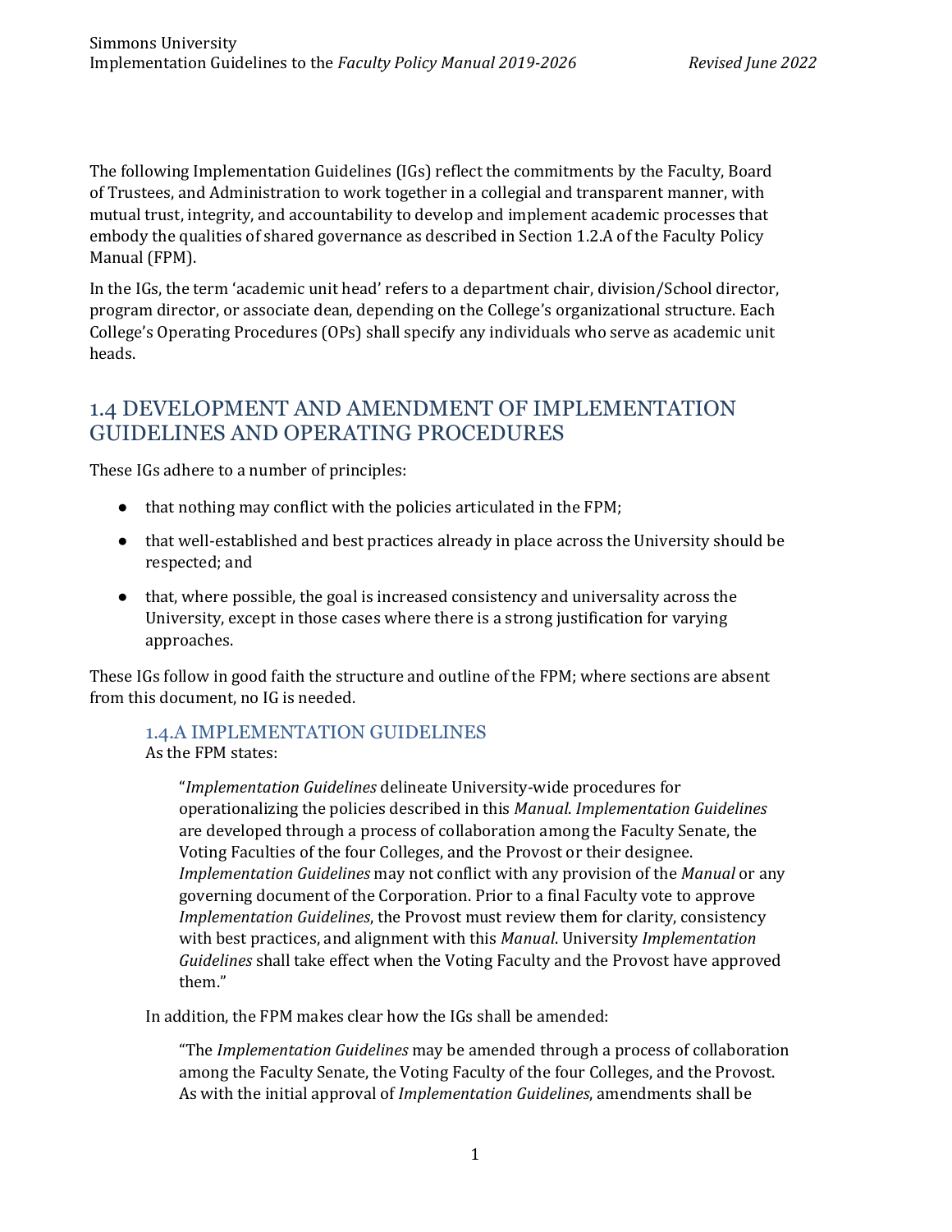The following Implementation Guidelines (IGs) reflect the commitments by the Faculty, Board of Trustees, and Administration to work together in a collegial and transparent manner, with mutual trust, integrity, and accountability to develop and implement academic processes that embody the qualities of shared governance as described in Section 1.2.A of the Faculty Policy Manual (FPM).

In the IGs, the term 'academic unit head' refers to a department chair, division/School director, program director, or associate dean, depending on the College's organizational structure. Each College's Operating Procedures (OPs) shall specify any individuals who serve as academic unit heads.

## 1.4 DEVELOPMENT AND AMENDMENT OF IMPLEMENTATION GUIDELINES AND OPERATING PROCEDURES

These IGs adhere to a number of principles:

- that nothing may conflict with the policies articulated in the FPM;
- that well-established and best practices already in place across the University should be respected; and
- that, where possible, the goal is increased consistency and universality across the University, except in those cases where there is a strong justification for varying approaches.

These IGs follow in good faith the structure and outline of the FPM; where sections are absent from this document, no IG is needed.

### 1.4.A IMPLEMENTATION GUIDELINES

As the FPM states:

> "*Implementation Guidelines* delineate University-wide procedures for operationalizing the policies described in this *Manual*. *Implementation Guidelines* are developed through a process of collaboration among the Faculty Senate, the Voting Faculties of the four Colleges, and the Provost or their designee. *Implementation Guidelines* may not conflict with any provision of the *Manual* or any governing document of the Corporation. Prior to a final Faculty vote to approve *Implementation Guidelines*, the Provost must review them for clarity, consistency with best practices, and alignment with this *Manual*. University *Implementation Guidelines* shall take effect when the Voting Faculty and the Provost have approved them."

In addition, the FPM makes clear how the IGs shall be amended:

> "The *Implementation Guidelines* may be amended through a process of collaboration among the Faculty Senate, the Voting Faculty of the four Colleges, and the Provost. As with the initial approval of *Implementation Guidelines*, amendments shall be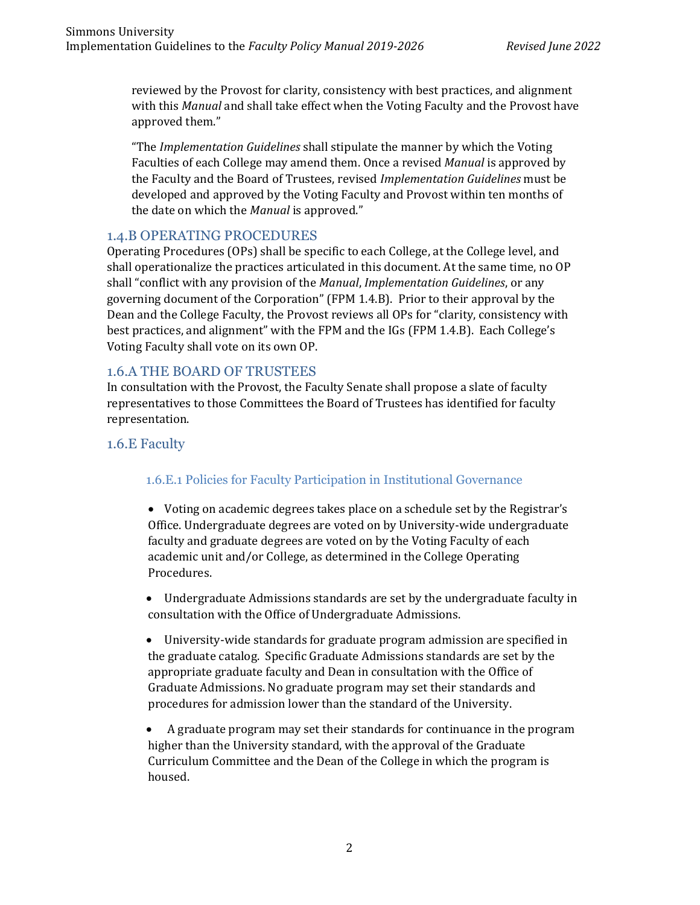reviewed by the Provost for clarity, consistency with best practices, and alignment with this *Manual* and shall take effect when the Voting Faculty and the Provost have approved them."

"The *Implementation Guidelines* shall stipulate the manner by which the Voting Faculties of each College may amend them. Once a revised *Manual* is approved by the Faculty and the Board of Trustees, revised *Implementation Guidelines* must be developed and approved by the Voting Faculty and Provost within ten months of the date on which the *Manual* is approved."

## 1.4.B OPERATING PROCEDURES

Operating Procedures (OPs) shall be specific to each College, at the College level, and shall operationalize the practices articulated in this document. At the same time, no OP shall "conflict with any provision of the *Manual*, *Implementation Guidelines*, or any governing document of the Corporation" (FPM 1.4.B). Prior to their approval by the Dean and the College Faculty, the Provost reviews all OPs for "clarity, consistency with best practices, and alignment" with the FPM and the IGs (FPM 1.4.B). Each College's Voting Faculty shall vote on its own OP.

## 1.6.A THE BOARD OF TRUSTEES

In consultation with the Provost, the Faculty Senate shall propose a slate of faculty representatives to those Committees the Board of Trustees has identified for faculty representation.

## 1.6.E Faculty

### 1.6.E.1 Policies for Faculty Participation in Institutional Governance

- Voting on academic degrees takes place on a schedule set by the Registrar's Office. Undergraduate degrees are voted on by University-wide undergraduate faculty and graduate degrees are voted on by the Voting Faculty of each academic unit and/or College, as determined in the College Operating Procedures.

- Undergraduate Admissions standards are set by the undergraduate faculty in consultation with the Office of Undergraduate Admissions.

- University-wide standards for graduate program admission are specified in the graduate catalog. Specific Graduate Admissions standards are set by the appropriate graduate faculty and Dean in consultation with the Office of Graduate Admissions. No graduate program may set their standards and procedures for admission lower than the standard of the University.

- A graduate program may set their standards for continuance in the program higher than the University standard, with the approval of the Graduate Curriculum Committee and the Dean of the College in which the program is housed.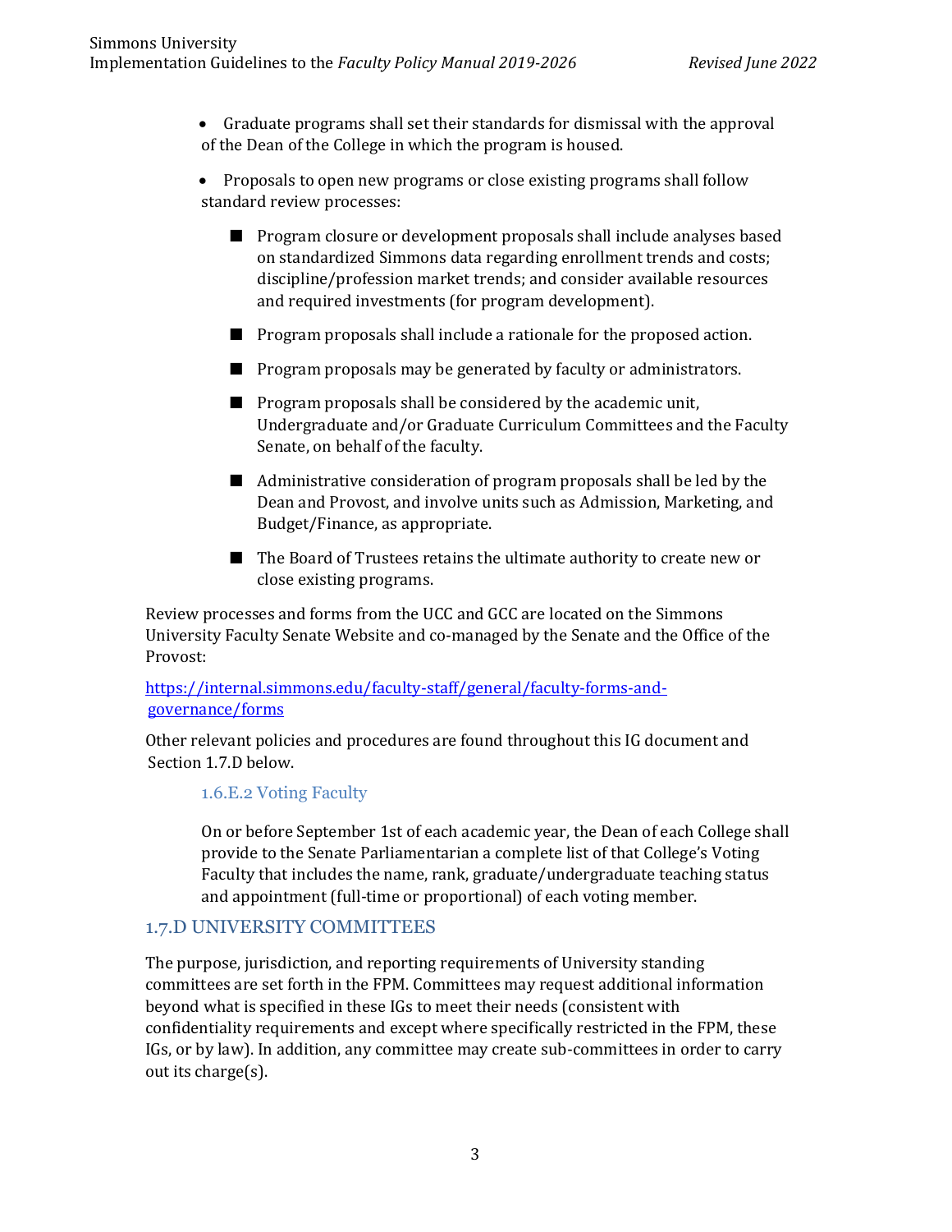- Graduate programs shall set their standards for dismissal with the approval of the Dean of the College in which the program is housed.
- Proposals to open new programs or close existing programs shall follow standard review processes:
  - Program closure or development proposals shall include analyses based on standardized Simmons data regarding enrollment trends and costs; discipline/profession market trends; and consider available resources and required investments (for program development).
  - Program proposals shall include a rationale for the proposed action.
  - Program proposals may be generated by faculty or administrators.
  - Program proposals shall be considered by the academic unit, Undergraduate and/or Graduate Curriculum Committees and the Faculty Senate, on behalf of the faculty.
  - Administrative consideration of program proposals shall be led by the Dean and Provost, and involve units such as Admission, Marketing, and Budget/Finance, as appropriate.
  - The Board of Trustees retains the ultimate authority to create new or close existing programs.

Review processes and forms from the UCC and GCC are located on the Simmons University Faculty Senate Website and co-managed by the Senate and the Office of the Provost:

https://internal.simmons.edu/faculty-staff/general/faculty-forms-and-governance/forms

Other relevant policies and procedures are found throughout this IG document and Section 1.7.D below.

### 1.6.E.2 Voting Faculty

On or before September 1st of each academic year, the Dean of each College shall provide to the Senate Parliamentarian a complete list of that College's Voting Faculty that includes the name, rank, graduate/undergraduate teaching status and appointment (full-time or proportional) of each voting member.

## 1.7.D UNIVERSITY COMMITTEES

The purpose, jurisdiction, and reporting requirements of University standing committees are set forth in the FPM. Committees may request additional information beyond what is specified in these IGs to meet their needs (consistent with confidentiality requirements and except where specifically restricted in the FPM, these IGs, or by law). In addition, any committee may create sub-committees in order to carry out its charge(s).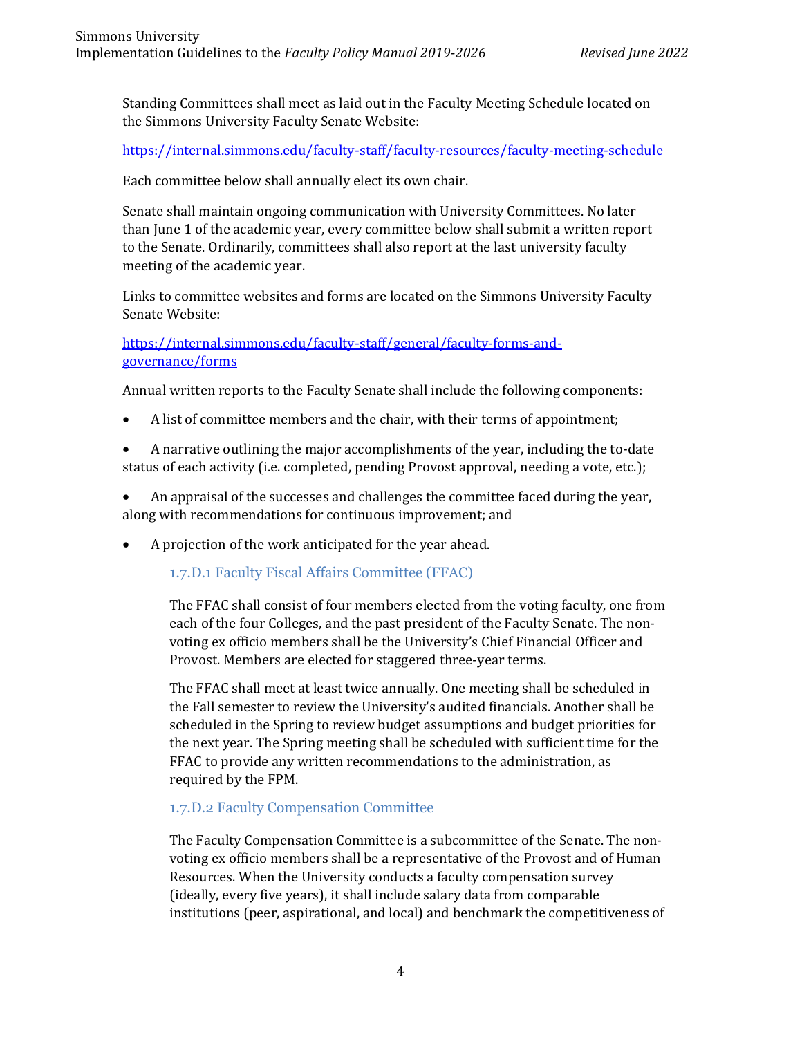Standing Committees shall meet as laid out in the Faculty Meeting Schedule located on the Simmons University Faculty Senate Website:

https://internal.simmons.edu/faculty-staff/faculty-resources/faculty-meeting-schedule

Each committee below shall annually elect its own chair.

Senate shall maintain ongoing communication with University Committees. No later than June 1 of the academic year, every committee below shall submit a written report to the Senate. Ordinarily, committees shall also report at the last university faculty meeting of the academic year.

Links to committee websites and forms are located on the Simmons University Faculty Senate Website:

https://internal.simmons.edu/faculty-staff/general/faculty-forms-and-governance/forms

Annual written reports to the Faculty Senate shall include the following components:

- A list of committee members and the chair, with their terms of appointment;
- A narrative outlining the major accomplishments of the year, including the to-date status of each activity (i.e. completed, pending Provost approval, needing a vote, etc.);
- An appraisal of the successes and challenges the committee faced during the year, along with recommendations for continuous improvement; and
- A projection of the work anticipated for the year ahead.

### 1.7.D.1 Faculty Fiscal Affairs Committee (FFAC)

The FFAC shall consist of four members elected from the voting faculty, one from each of the four Colleges, and the past president of the Faculty Senate. The non-voting ex officio members shall be the University's Chief Financial Officer and Provost. Members are elected for staggered three-year terms.

The FFAC shall meet at least twice annually. One meeting shall be scheduled in the Fall semester to review the University's audited financials. Another shall be scheduled in the Spring to review budget assumptions and budget priorities for the next year. The Spring meeting shall be scheduled with sufficient time for the FFAC to provide any written recommendations to the administration, as required by the FPM.

### 1.7.D.2 Faculty Compensation Committee

The Faculty Compensation Committee is a subcommittee of the Senate. The non-voting ex officio members shall be a representative of the Provost and of Human Resources. When the University conducts a faculty compensation survey (ideally, every five years), it shall include salary data from comparable institutions (peer, aspirational, and local) and benchmark the competitiveness of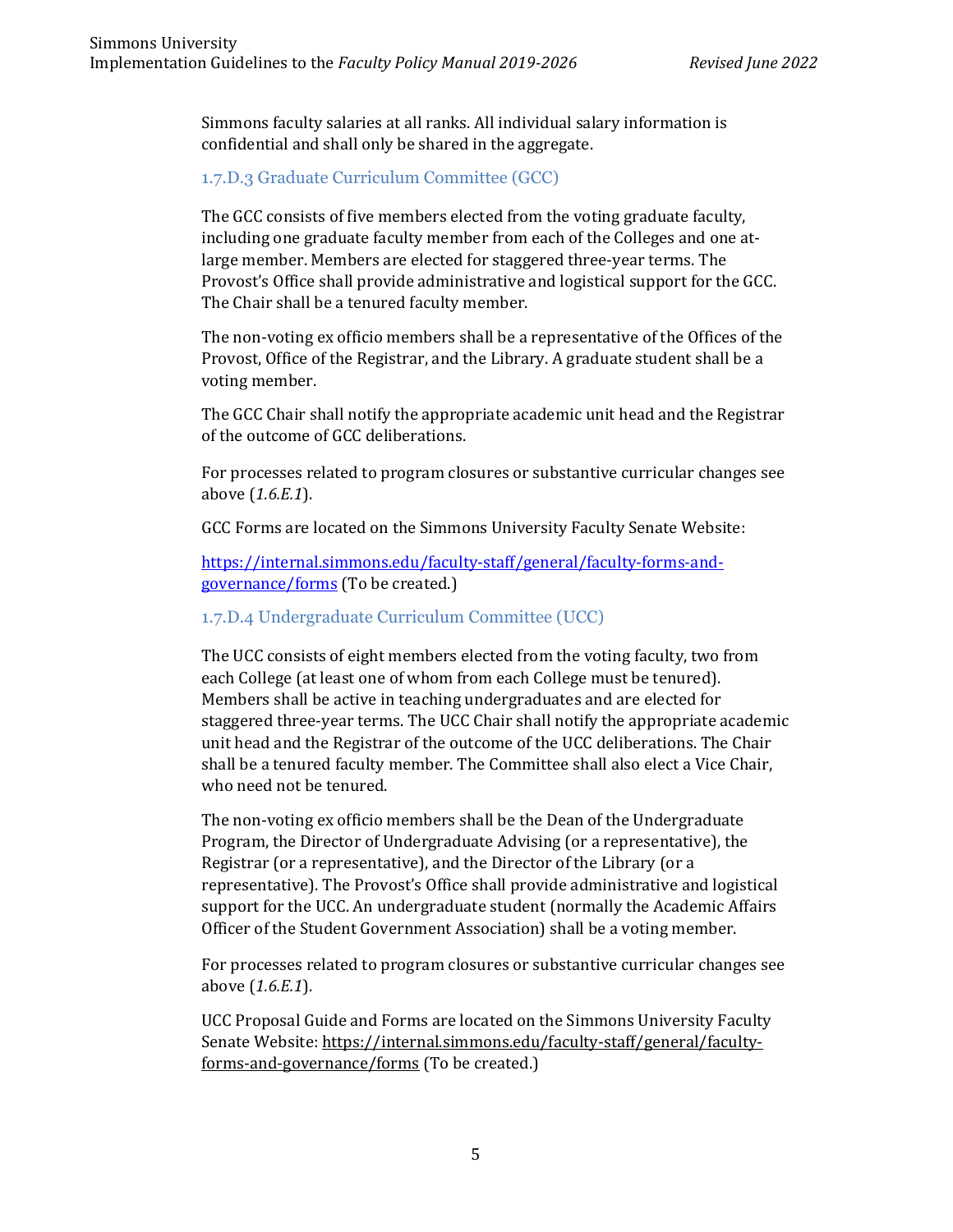Simmons faculty salaries at all ranks. All individual salary information is confidential and shall only be shared in the aggregate.

### 1.7.D.3 Graduate Curriculum Committee (GCC)

The GCC consists of five members elected from the voting graduate faculty, including one graduate faculty member from each of the Colleges and one at-large member. Members are elected for staggered three-year terms. The Provost's Office shall provide administrative and logistical support for the GCC. The Chair shall be a tenured faculty member.

The non-voting ex officio members shall be a representative of the Offices of the Provost, Office of the Registrar, and the Library. A graduate student shall be a voting member.

The GCC Chair shall notify the appropriate academic unit head and the Registrar of the outcome of GCC deliberations.

For processes related to program closures or substantive curricular changes see above (*1.6.E.1*).

GCC Forms are located on the Simmons University Faculty Senate Website:

[https://internal.simmons.edu/faculty-staff/general/faculty-forms-and-governance/forms](https://internal.simmons.edu/faculty-staff/general/faculty-forms-and-governance/forms) (To be created.)

### 1.7.D.4 Undergraduate Curriculum Committee (UCC)

The UCC consists of eight members elected from the voting faculty, two from each College (at least one of whom from each College must be tenured). Members shall be active in teaching undergraduates and are elected for staggered three-year terms. The UCC Chair shall notify the appropriate academic unit head and the Registrar of the outcome of the UCC deliberations. The Chair shall be a tenured faculty member. The Committee shall also elect a Vice Chair, who need not be tenured.

The non-voting ex officio members shall be the Dean of the Undergraduate Program, the Director of Undergraduate Advising (or a representative), the Registrar (or a representative), and the Director of the Library (or a representative). The Provost's Office shall provide administrative and logistical support for the UCC. An undergraduate student (normally the Academic Affairs Officer of the Student Government Association) shall be a voting member.

For processes related to program closures or substantive curricular changes see above (*1.6.E.1*).

UCC Proposal Guide and Forms are located on the Simmons University Faculty Senate Website: [https://internal.simmons.edu/faculty-staff/general/faculty-forms-and-governance/forms](https://internal.simmons.edu/faculty-staff/general/faculty-forms-and-governance/forms) (To be created.)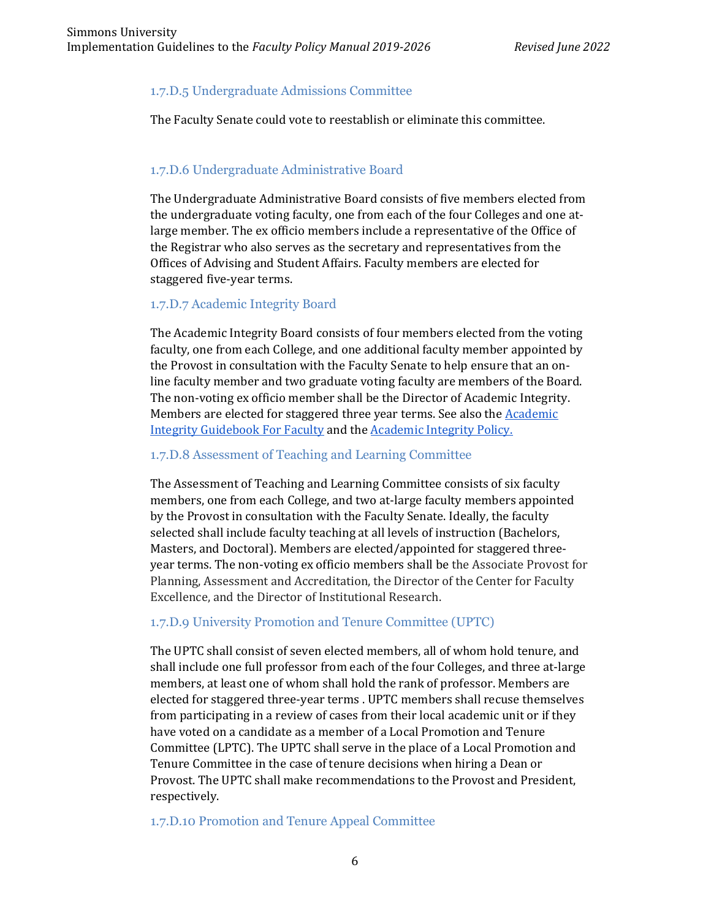#### 1.7.D.5 Undergraduate Admissions Committee

The Faculty Senate could vote to reestablish or eliminate this committee.

#### 1.7.D.6 Undergraduate Administrative Board

The Undergraduate Administrative Board consists of five members elected from the undergraduate voting faculty, one from each of the four Colleges and one at-large member. The ex officio members include a representative of the Office of the Registrar who also serves as the secretary and representatives from the Offices of Advising and Student Affairs. Faculty members are elected for staggered five-year terms.

#### 1.7.D.7 Academic Integrity Board

The Academic Integrity Board consists of four members elected from the voting faculty, one from each College, and one additional faculty member appointed by the Provost in consultation with the Faculty Senate to help ensure that an on-line faculty member and two graduate voting faculty are members of the Board. The non-voting ex officio member shall be the Director of Academic Integrity. Members are elected for staggered three year terms. See also the [Academic Integrity Guidebook For Faculty] and the [Academic Integrity Policy.]

#### 1.7.D.8 Assessment of Teaching and Learning Committee

The Assessment of Teaching and Learning Committee consists of six faculty members, one from each College, and two at-large faculty members appointed by the Provost in consultation with the Faculty Senate. Ideally, the faculty selected shall include faculty teaching at all levels of instruction (Bachelors, Masters, and Doctoral). Members are elected/appointed for staggered three-year terms. The non-voting ex officio members shall be the Associate Provost for Planning, Assessment and Accreditation, the Director of the Center for Faculty Excellence, and the Director of Institutional Research.

#### 1.7.D.9 University Promotion and Tenure Committee (UPTC)

The UPTC shall consist of seven elected members, all of whom hold tenure, and shall include one full professor from each of the four Colleges, and three at-large members, at least one of whom shall hold the rank of professor. Members are elected for staggered three-year terms . UPTC members shall recuse themselves from participating in a review of cases from their local academic unit or if they have voted on a candidate as a member of a Local Promotion and Tenure Committee (LPTC). The UPTC shall serve in the place of a Local Promotion and Tenure Committee in the case of tenure decisions when hiring a Dean or Provost. The UPTC shall make recommendations to the Provost and President, respectively.

#### 1.7.D.10 Promotion and Tenure Appeal Committee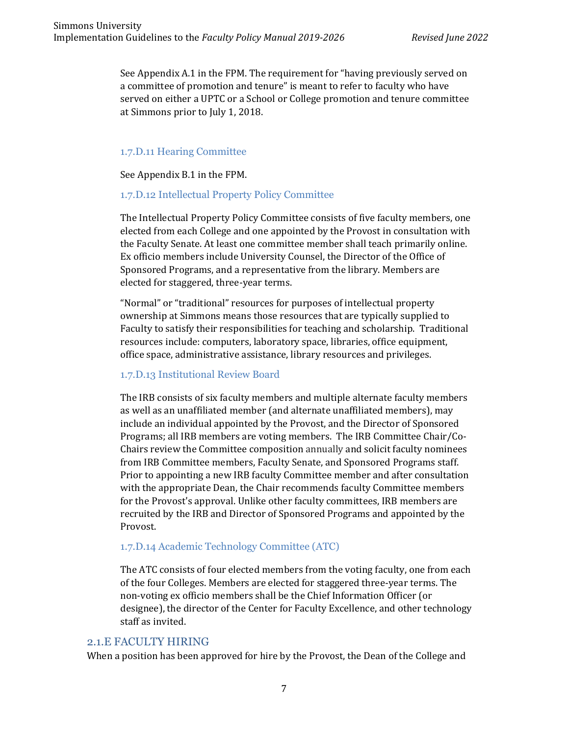See Appendix A.1 in the FPM. The requirement for "having previously served on a committee of promotion and tenure" is meant to refer to faculty who have served on either a UPTC or a School or College promotion and tenure committee at Simmons prior to July 1, 2018.

#### 1.7.D.11 Hearing Committee

See Appendix B.1 in the FPM.

#### 1.7.D.12 Intellectual Property Policy Committee

The Intellectual Property Policy Committee consists of five faculty members, one elected from each College and one appointed by the Provost in consultation with the Faculty Senate. At least one committee member shall teach primarily online. Ex officio members include University Counsel, the Director of the Office of Sponsored Programs, and a representative from the library. Members are elected for staggered, three-year terms.

"Normal" or "traditional" resources for purposes of intellectual property ownership at Simmons means those resources that are typically supplied to Faculty to satisfy their responsibilities for teaching and scholarship. Traditional resources include: computers, laboratory space, libraries, office equipment, office space, administrative assistance, library resources and privileges.

#### 1.7.D.13 Institutional Review Board

The IRB consists of six faculty members and multiple alternate faculty members as well as an unaffiliated member (and alternate unaffiliated members), may include an individual appointed by the Provost, and the Director of Sponsored Programs; all IRB members are voting members. The IRB Committee Chair/Co-Chairs review the Committee composition annually and solicit faculty nominees from IRB Committee members, Faculty Senate, and Sponsored Programs staff. Prior to appointing a new IRB faculty Committee member and after consultation with the appropriate Dean, the Chair recommends faculty Committee members for the Provost's approval. Unlike other faculty committees, IRB members are recruited by the IRB and Director of Sponsored Programs and appointed by the Provost.

#### 1.7.D.14 Academic Technology Committee (ATC)

The ATC consists of four elected members from the voting faculty, one from each of the four Colleges. Members are elected for staggered three-year terms. The non-voting ex officio members shall be the Chief Information Officer (or designee), the director of the Center for Faculty Excellence, and other technology staff as invited.

## 2.1.E FACULTY HIRING

When a position has been approved for hire by the Provost, the Dean of the College and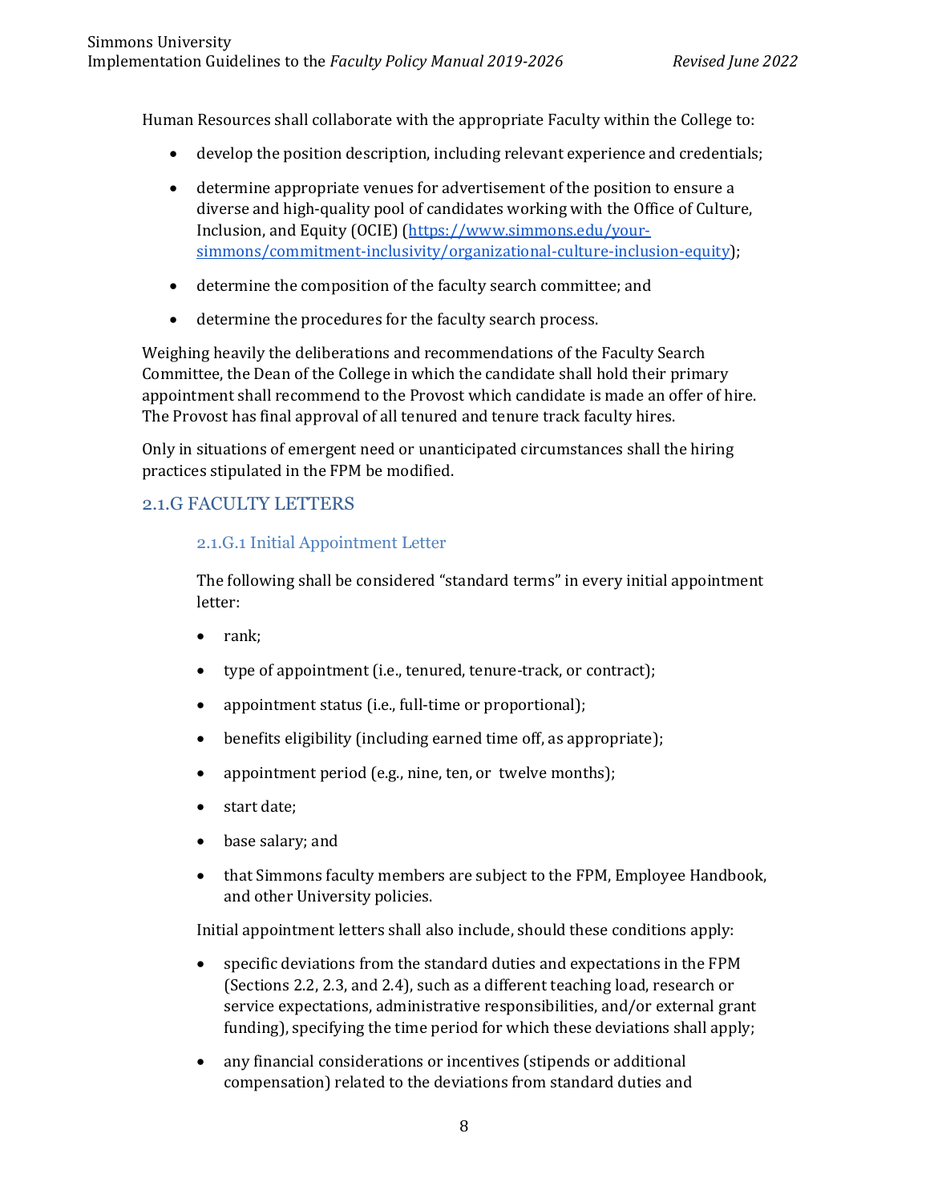Human Resources shall collaborate with the appropriate Faculty within the College to:

- develop the position description, including relevant experience and credentials;
- determine appropriate venues for advertisement of the position to ensure a diverse and high-quality pool of candidates working with the Office of Culture, Inclusion, and Equity (OCIE) ([https://www.simmons.edu/your-simmons/commitment-inclusivity/organizational-culture-inclusion-equity](https://www.simmons.edu/your-simmons/commitment-inclusivity/organizational-culture-inclusion-equity));
- determine the composition of the faculty search committee; and
- determine the procedures for the faculty search process.

Weighing heavily the deliberations and recommendations of the Faculty Search Committee, the Dean of the College in which the candidate shall hold their primary appointment shall recommend to the Provost which candidate is made an offer of hire. The Provost has final approval of all tenured and tenure track faculty hires.

Only in situations of emergent need or unanticipated circumstances shall the hiring practices stipulated in the FPM be modified.

## 2.1.G FACULTY LETTERS

### 2.1.G.1 Initial Appointment Letter

The following shall be considered "standard terms" in every initial appointment letter:

- rank;
- type of appointment (i.e., tenured, tenure-track, or contract);
- appointment status (i.e., full-time or proportional);
- benefits eligibility (including earned time off, as appropriate);
- appointment period (e.g., nine, ten, or twelve months);
- start date;
- base salary; and
- that Simmons faculty members are subject to the FPM, Employee Handbook, and other University policies.

Initial appointment letters shall also include, should these conditions apply:

- specific deviations from the standard duties and expectations in the FPM (Sections 2.2, 2.3, and 2.4), such as a different teaching load, research or service expectations, administrative responsibilities, and/or external grant funding), specifying the time period for which these deviations shall apply;
- any financial considerations or incentives (stipends or additional compensation) related to the deviations from standard duties and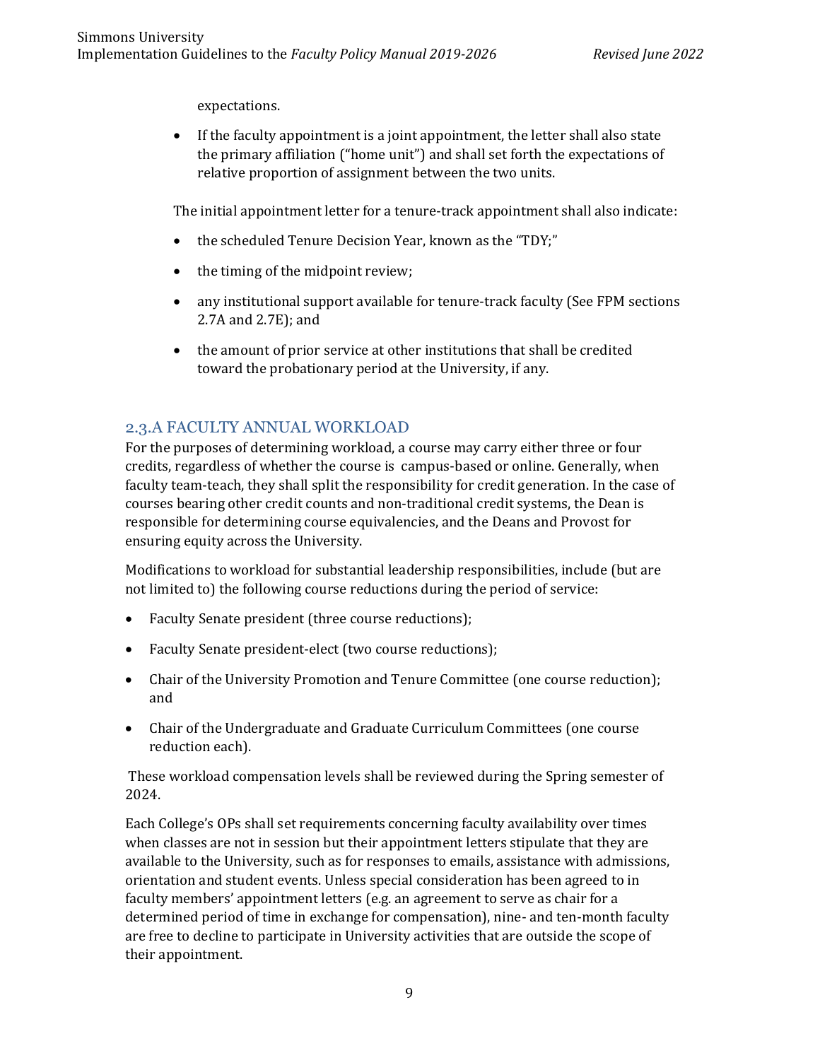expectations.

- If the faculty appointment is a joint appointment, the letter shall also state the primary affiliation ("home unit") and shall set forth the expectations of relative proportion of assignment between the two units.

The initial appointment letter for a tenure-track appointment shall also indicate:

- the scheduled Tenure Decision Year, known as the "TDY;"
- the timing of the midpoint review;
- any institutional support available for tenure-track faculty (See FPM sections 2.7A and 2.7E); and
- the amount of prior service at other institutions that shall be credited toward the probationary period at the University, if any.

## 2.3.A FACULTY ANNUAL WORKLOAD

For the purposes of determining workload, a course may carry either three or four credits, regardless of whether the course is campus-based or online. Generally, when faculty team-teach, they shall split the responsibility for credit generation. In the case of courses bearing other credit counts and non-traditional credit systems, the Dean is responsible for determining course equivalencies, and the Deans and Provost for ensuring equity across the University.

Modifications to workload for substantial leadership responsibilities, include (but are not limited to) the following course reductions during the period of service:

- Faculty Senate president (three course reductions);
- Faculty Senate president-elect (two course reductions);
- Chair of the University Promotion and Tenure Committee (one course reduction); and
- Chair of the Undergraduate and Graduate Curriculum Committees (one course reduction each).

These workload compensation levels shall be reviewed during the Spring semester of 2024.

Each College's OPs shall set requirements concerning faculty availability over times when classes are not in session but their appointment letters stipulate that they are available to the University, such as for responses to emails, assistance with admissions, orientation and student events. Unless special consideration has been agreed to in faculty members' appointment letters (e.g. an agreement to serve as chair for a determined period of time in exchange for compensation), nine- and ten-month faculty are free to decline to participate in University activities that are outside the scope of their appointment.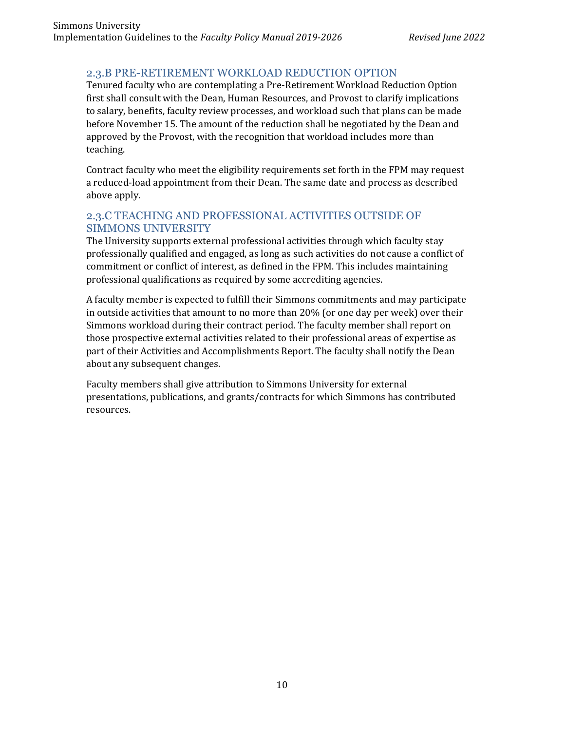## 2.3.B PRE-RETIREMENT WORKLOAD REDUCTION OPTION

Tenured faculty who are contemplating a Pre-Retirement Workload Reduction Option first shall consult with the Dean, Human Resources, and Provost to clarify implications to salary, benefits, faculty review processes, and workload such that plans can be made before November 15. The amount of the reduction shall be negotiated by the Dean and approved by the Provost, with the recognition that workload includes more than teaching.

Contract faculty who meet the eligibility requirements set forth in the FPM may request a reduced-load appointment from their Dean. The same date and process as described above apply.

## 2.3.C TEACHING AND PROFESSIONAL ACTIVITIES OUTSIDE OF SIMMONS UNIVERSITY

The University supports external professional activities through which faculty stay professionally qualified and engaged, as long as such activities do not cause a conflict of commitment or conflict of interest, as defined in the FPM. This includes maintaining professional qualifications as required by some accrediting agencies.

A faculty member is expected to fulfill their Simmons commitments and may participate in outside activities that amount to no more than 20% (or one day per week) over their Simmons workload during their contract period. The faculty member shall report on those prospective external activities related to their professional areas of expertise as part of their Activities and Accomplishments Report. The faculty shall notify the Dean about any subsequent changes.

Faculty members shall give attribution to Simmons University for external presentations, publications, and grants/contracts for which Simmons has contributed resources.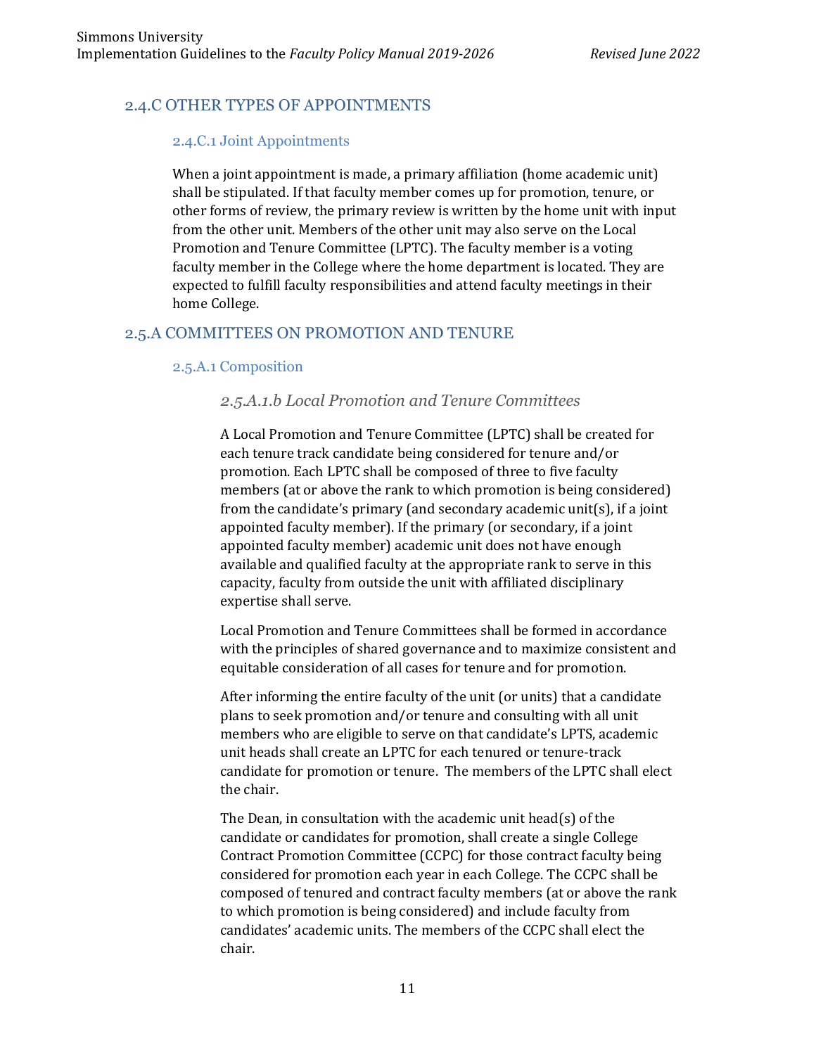## 2.4.C OTHER TYPES OF APPOINTMENTS

### 2.4.C.1 Joint Appointments

When a joint appointment is made, a primary affiliation (home academic unit) shall be stipulated. If that faculty member comes up for promotion, tenure, or other forms of review, the primary review is written by the home unit with input from the other unit. Members of the other unit may also serve on the Local Promotion and Tenure Committee (LPTC). The faculty member is a voting faculty member in the College where the home department is located. They are expected to fulfill faculty responsibilities and attend faculty meetings in their home College.

## 2.5.A COMMITTEES ON PROMOTION AND TENURE

### 2.5.A.1 Composition

#### *2.5.A.1.b Local Promotion and Tenure Committees*

A Local Promotion and Tenure Committee (LPTC) shall be created for each tenure track candidate being considered for tenure and/or promotion. Each LPTC shall be composed of three to five faculty members (at or above the rank to which promotion is being considered) from the candidate's primary (and secondary academic unit(s), if a joint appointed faculty member). If the primary (or secondary, if a joint appointed faculty member) academic unit does not have enough available and qualified faculty at the appropriate rank to serve in this capacity, faculty from outside the unit with affiliated disciplinary expertise shall serve.

Local Promotion and Tenure Committees shall be formed in accordance with the principles of shared governance and to maximize consistent and equitable consideration of all cases for tenure and for promotion.

After informing the entire faculty of the unit (or units) that a candidate plans to seek promotion and/or tenure and consulting with all unit members who are eligible to serve on that candidate's LPTS, academic unit heads shall create an LPTC for each tenured or tenure-track candidate for promotion or tenure. The members of the LPTC shall elect the chair.

The Dean, in consultation with the academic unit head(s) of the candidate or candidates for promotion, shall create a single College Contract Promotion Committee (CCPC) for those contract faculty being considered for promotion each year in each College. The CCPC shall be composed of tenured and contract faculty members (at or above the rank to which promotion is being considered) and include faculty from candidates' academic units. The members of the CCPC shall elect the chair.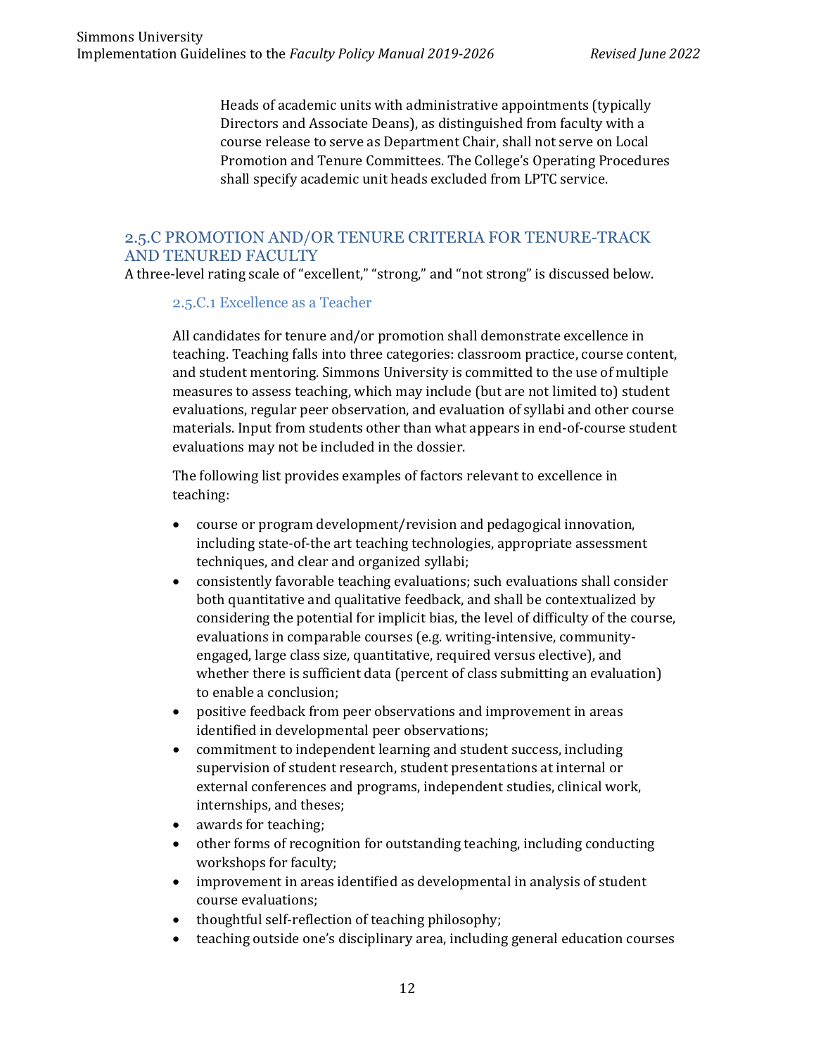Heads of academic units with administrative appointments (typically Directors and Associate Deans), as distinguished from faculty with a course release to serve as Department Chair, shall not serve on Local Promotion and Tenure Committees. The College's Operating Procedures shall specify academic unit heads excluded from LPTC service.

## 2.5.C PROMOTION AND/OR TENURE CRITERIA FOR TENURE-TRACK AND TENURED FACULTY

A three-level rating scale of "excellent," "strong," and "not strong" is discussed below.

### 2.5.C.1 Excellence as a Teacher

All candidates for tenure and/or promotion shall demonstrate excellence in teaching. Teaching falls into three categories: classroom practice, course content, and student mentoring. Simmons University is committed to the use of multiple measures to assess teaching, which may include (but are not limited to) student evaluations, regular peer observation, and evaluation of syllabi and other course materials. Input from students other than what appears in end-of-course student evaluations may not be included in the dossier.

The following list provides examples of factors relevant to excellence in teaching:

- course or program development/revision and pedagogical innovation, including state-of-the art teaching technologies, appropriate assessment techniques, and clear and organized syllabi;
- consistently favorable teaching evaluations; such evaluations shall consider both quantitative and qualitative feedback, and shall be contextualized by considering the potential for implicit bias, the level of difficulty of the course, evaluations in comparable courses (e.g. writing-intensive, community-engaged, large class size, quantitative, required versus elective), and whether there is sufficient data (percent of class submitting an evaluation) to enable a conclusion;
- positive feedback from peer observations and improvement in areas identified in developmental peer observations;
- commitment to independent learning and student success, including supervision of student research, student presentations at internal or external conferences and programs, independent studies, clinical work, internships, and theses;
- awards for teaching;
- other forms of recognition for outstanding teaching, including conducting workshops for faculty;
- improvement in areas identified as developmental in analysis of student course evaluations;
- thoughtful self-reflection of teaching philosophy;
- teaching outside one's disciplinary area, including general education courses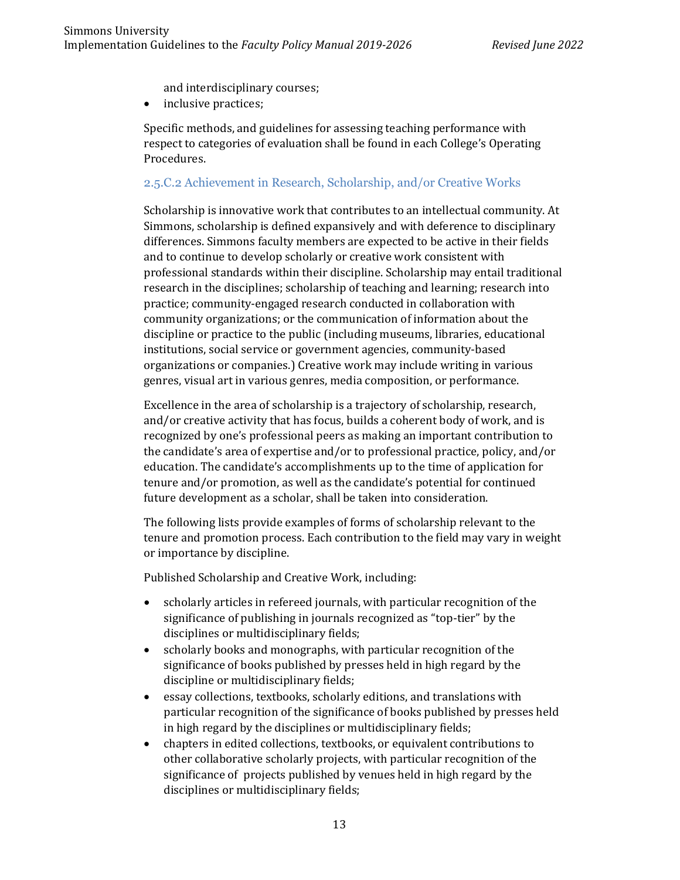and interdisciplinary courses;
- inclusive practices;

Specific methods, and guidelines for assessing teaching performance with respect to categories of evaluation shall be found in each College's Operating Procedures.

### 2.5.C.2 Achievement in Research, Scholarship, and/or Creative Works

Scholarship is innovative work that contributes to an intellectual community. At Simmons, scholarship is defined expansively and with deference to disciplinary differences. Simmons faculty members are expected to be active in their fields and to continue to develop scholarly or creative work consistent with professional standards within their discipline. Scholarship may entail traditional research in the disciplines; scholarship of teaching and learning; research into practice; community-engaged research conducted in collaboration with community organizations; or the communication of information about the discipline or practice to the public (including museums, libraries, educational institutions, social service or government agencies, community-based organizations or companies.) Creative work may include writing in various genres, visual art in various genres, media composition, or performance.

Excellence in the area of scholarship is a trajectory of scholarship, research, and/or creative activity that has focus, builds a coherent body of work, and is recognized by one's professional peers as making an important contribution to the candidate's area of expertise and/or to professional practice, policy, and/or education. The candidate's accomplishments up to the time of application for tenure and/or promotion, as well as the candidate's potential for continued future development as a scholar, shall be taken into consideration.

The following lists provide examples of forms of scholarship relevant to the tenure and promotion process. Each contribution to the field may vary in weight or importance by discipline.

Published Scholarship and Creative Work, including:

- scholarly articles in refereed journals, with particular recognition of the significance of publishing in journals recognized as "top-tier" by the disciplines or multidisciplinary fields;
- scholarly books and monographs, with particular recognition of the significance of books published by presses held in high regard by the discipline or multidisciplinary fields;
- essay collections, textbooks, scholarly editions, and translations with particular recognition of the significance of books published by presses held in high regard by the disciplines or multidisciplinary fields;
- chapters in edited collections, textbooks, or equivalent contributions to other collaborative scholarly projects, with particular recognition of the significance of projects published by venues held in high regard by the disciplines or multidisciplinary fields;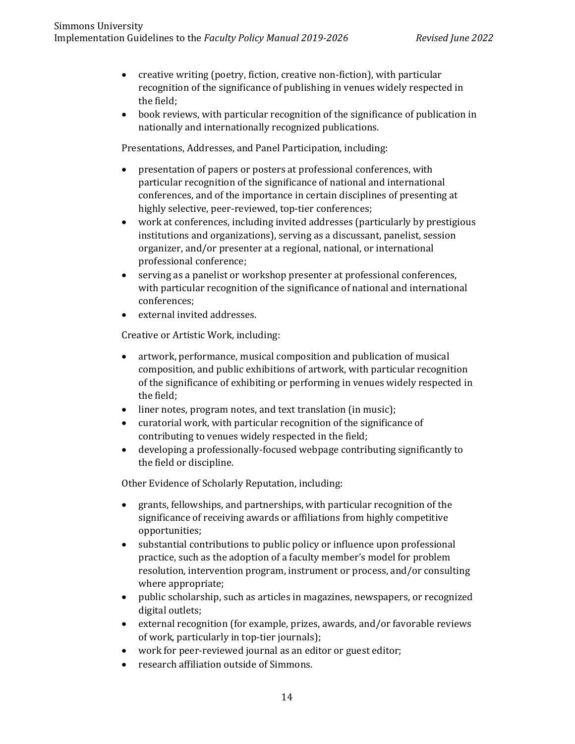- creative writing (poetry, fiction, creative non-fiction), with particular recognition of the significance of publishing in venues widely respected in the field;
- book reviews, with particular recognition of the significance of publication in nationally and internationally recognized publications.

Presentations, Addresses, and Panel Participation, including:

- presentation of papers or posters at professional conferences, with particular recognition of the significance of national and international conferences, and of the importance in certain disciplines of presenting at highly selective, peer-reviewed, top-tier conferences;
- work at conferences, including invited addresses (particularly by prestigious institutions and organizations), serving as a discussant, panelist, session organizer, and/or presenter at a regional, national, or international professional conference;
- serving as a panelist or workshop presenter at professional conferences, with particular recognition of the significance of national and international conferences;
- external invited addresses.

Creative or Artistic Work, including:

- artwork, performance, musical composition and publication of musical composition, and public exhibitions of artwork, with particular recognition of the significance of exhibiting or performing in venues widely respected in the field;
- liner notes, program notes, and text translation (in music);
- curatorial work, with particular recognition of the significance of contributing to venues widely respected in the field;
- developing a professionally-focused webpage contributing significantly to the field or discipline.

Other Evidence of Scholarly Reputation, including:

- grants, fellowships, and partnerships, with particular recognition of the significance of receiving awards or affiliations from highly competitive opportunities;
- substantial contributions to public policy or influence upon professional practice, such as the adoption of a faculty member's model for problem resolution, intervention program, instrument or process, and/or consulting where appropriate;
- public scholarship, such as articles in magazines, newspapers, or recognized digital outlets;
- external recognition (for example, prizes, awards, and/or favorable reviews of work, particularly in top-tier journals);
- work for peer-reviewed journal as an editor or guest editor;
- research affiliation outside of Simmons.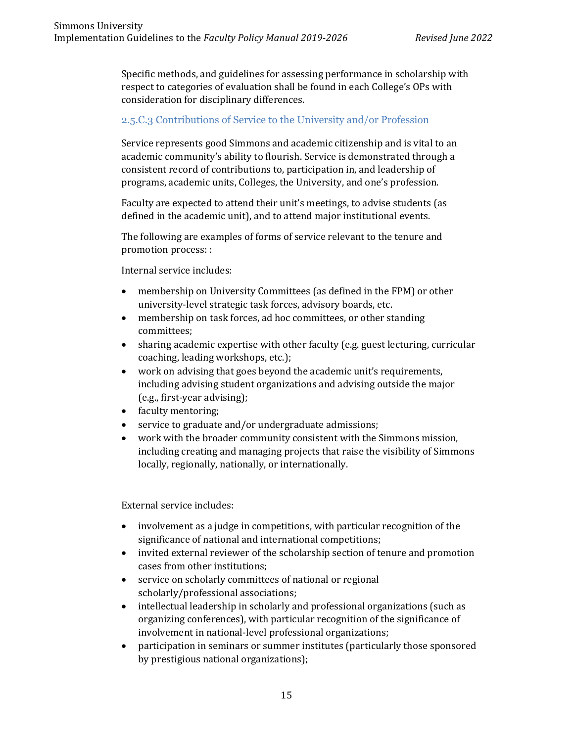Specific methods, and guidelines for assessing performance in scholarship with respect to categories of evaluation shall be found in each College's OPs with consideration for disciplinary differences.

### 2.5.C.3 Contributions of Service to the University and/or Profession

Service represents good Simmons and academic citizenship and is vital to an academic community's ability to flourish. Service is demonstrated through a consistent record of contributions to, participation in, and leadership of programs, academic units, Colleges, the University, and one's profession.

Faculty are expected to attend their unit's meetings, to advise students (as defined in the academic unit), and to attend major institutional events.

The following are examples of forms of service relevant to the tenure and promotion process: :

Internal service includes:

- membership on University Committees (as defined in the FPM) or other university-level strategic task forces, advisory boards, etc.
- membership on task forces, ad hoc committees, or other standing committees;
- sharing academic expertise with other faculty (e.g. guest lecturing, curricular coaching, leading workshops, etc.);
- work on advising that goes beyond the academic unit's requirements, including advising student organizations and advising outside the major (e.g., first-year advising);
- faculty mentoring;
- service to graduate and/or undergraduate admissions;
- work with the broader community consistent with the Simmons mission, including creating and managing projects that raise the visibility of Simmons locally, regionally, nationally, or internationally.

External service includes:

- involvement as a judge in competitions, with particular recognition of the significance of national and international competitions;
- invited external reviewer of the scholarship section of tenure and promotion cases from other institutions;
- service on scholarly committees of national or regional scholarly/professional associations;
- intellectual leadership in scholarly and professional organizations (such as organizing conferences), with particular recognition of the significance of involvement in national-level professional organizations;
- participation in seminars or summer institutes (particularly those sponsored by prestigious national organizations);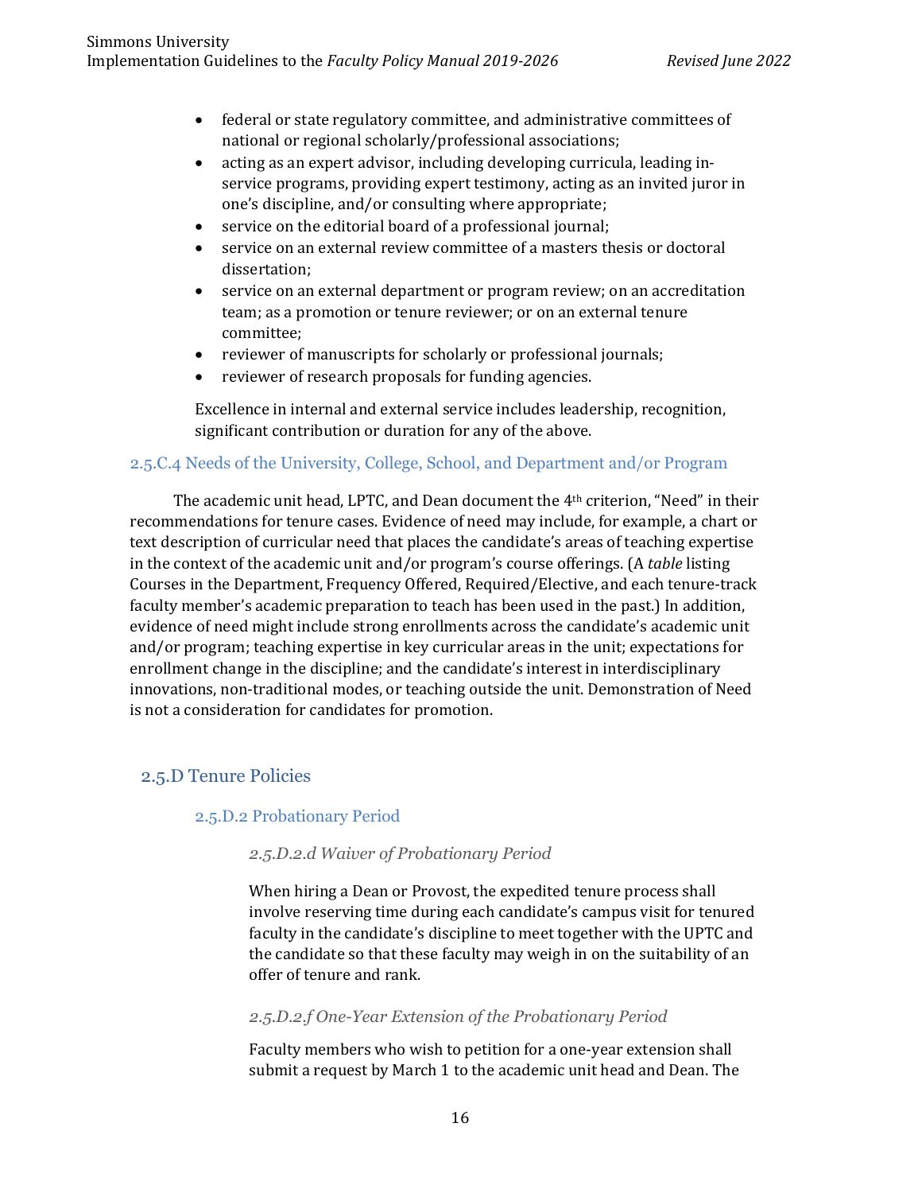- federal or state regulatory committee, and administrative committees of national or regional scholarly/professional associations;
- acting as an expert advisor, including developing curricula, leading in-service programs, providing expert testimony, acting as an invited juror in one's discipline, and/or consulting where appropriate;
- service on the editorial board of a professional journal;
- service on an external review committee of a masters thesis or doctoral dissertation;
- service on an external department or program review; on an accreditation team; as a promotion or tenure reviewer; or on an external tenure committee;
- reviewer of manuscripts for scholarly or professional journals;
- reviewer of research proposals for funding agencies.

Excellence in internal and external service includes leadership, recognition, significant contribution or duration for any of the above.

### 2.5.C.4 Needs of the University, College, School, and Department and/or Program

The academic unit head, LPTC, and Dean document the 4th criterion, "Need" in their recommendations for tenure cases. Evidence of need may include, for example, a chart or text description of curricular need that places the candidate's areas of teaching expertise in the context of the academic unit and/or program's course offerings. (A *table* listing Courses in the Department, Frequency Offered, Required/Elective, and each tenure-track faculty member's academic preparation to teach has been used in the past.) In addition, evidence of need might include strong enrollments across the candidate's academic unit and/or program; teaching expertise in key curricular areas in the unit; expectations for enrollment change in the discipline; and the candidate's interest in interdisciplinary innovations, non-traditional modes, or teaching outside the unit. Demonstration of Need is not a consideration for candidates for promotion.

## 2.5.D Tenure Policies

### 2.5.D.2 Probationary Period

#### *2.5.D.2.d Waiver of Probationary Period*

When hiring a Dean or Provost, the expedited tenure process shall involve reserving time during each candidate's campus visit for tenured faculty in the candidate's discipline to meet together with the UPTC and the candidate so that these faculty may weigh in on the suitability of an offer of tenure and rank.

#### *2.5.D.2.f One-Year Extension of the Probationary Period*

Faculty members who wish to petition for a one-year extension shall submit a request by March 1 to the academic unit head and Dean. The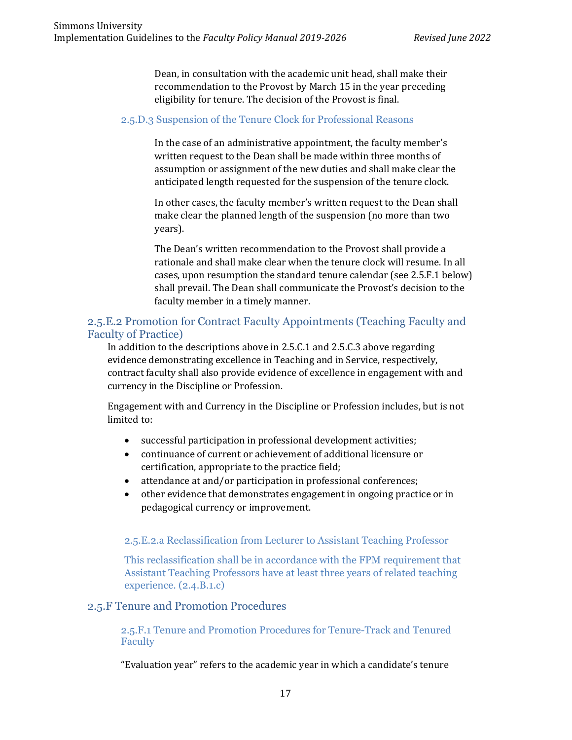Dean, in consultation with the academic unit head, shall make their recommendation to the Provost by March 15 in the year preceding eligibility for tenure. The decision of the Provost is final.

#### 2.5.D.3 Suspension of the Tenure Clock for Professional Reasons

In the case of an administrative appointment, the faculty member's written request to the Dean shall be made within three months of assumption or assignment of the new duties and shall make clear the anticipated length requested for the suspension of the tenure clock.

In other cases, the faculty member's written request to the Dean shall make clear the planned length of the suspension (no more than two years).

The Dean's written recommendation to the Provost shall provide a rationale and shall make clear when the tenure clock will resume. In all cases, upon resumption the standard tenure calendar (see 2.5.F.1 below) shall prevail. The Dean shall communicate the Provost's decision to the faculty member in a timely manner.

### 2.5.E.2 Promotion for Contract Faculty Appointments (Teaching Faculty and Faculty of Practice)

In addition to the descriptions above in 2.5.C.1 and 2.5.C.3 above regarding evidence demonstrating excellence in Teaching and in Service, respectively, contract faculty shall also provide evidence of excellence in engagement with and currency in the Discipline or Profession.

Engagement with and Currency in the Discipline or Profession includes, but is not limited to:

- successful participation in professional development activities;
- continuance of current or achievement of additional licensure or certification, appropriate to the practice field;
- attendance at and/or participation in professional conferences;
- other evidence that demonstrates engagement in ongoing practice or in pedagogical currency or improvement.

#### 2.5.E.2.a Reclassification from Lecturer to Assistant Teaching Professor

This reclassification shall be in accordance with the FPM requirement that Assistant Teaching Professors have at least three years of related teaching experience. (2.4.B.1.c)

### 2.5.F Tenure and Promotion Procedures

#### 2.5.F.1 Tenure and Promotion Procedures for Tenure-Track and Tenured Faculty

"Evaluation year" refers to the academic year in which a candidate's tenure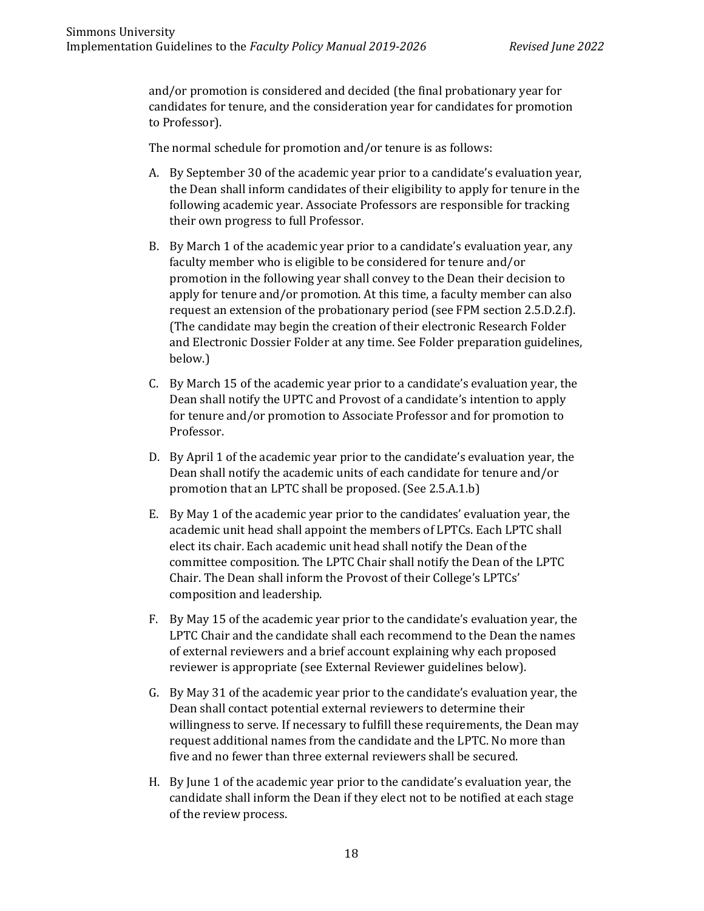and/or promotion is considered and decided (the final probationary year for candidates for tenure, and the consideration year for candidates for promotion to Professor).

The normal schedule for promotion and/or tenure is as follows:

A. By September 30 of the academic year prior to a candidate's evaluation year, the Dean shall inform candidates of their eligibility to apply for tenure in the following academic year. Associate Professors are responsible for tracking their own progress to full Professor.

B. By March 1 of the academic year prior to a candidate's evaluation year, any faculty member who is eligible to be considered for tenure and/or promotion in the following year shall convey to the Dean their decision to apply for tenure and/or promotion. At this time, a faculty member can also request an extension of the probationary period (see FPM section 2.5.D.2.f). (The candidate may begin the creation of their electronic Research Folder and Electronic Dossier Folder at any time. See Folder preparation guidelines, below.)

C. By March 15 of the academic year prior to a candidate's evaluation year, the Dean shall notify the UPTC and Provost of a candidate's intention to apply for tenure and/or promotion to Associate Professor and for promotion to Professor.

D. By April 1 of the academic year prior to the candidate's evaluation year, the Dean shall notify the academic units of each candidate for tenure and/or promotion that an LPTC shall be proposed. (See 2.5.A.1.b)

E. By May 1 of the academic year prior to the candidates' evaluation year, the academic unit head shall appoint the members of LPTCs. Each LPTC shall elect its chair. Each academic unit head shall notify the Dean of the committee composition. The LPTC Chair shall notify the Dean of the LPTC Chair. The Dean shall inform the Provost of their College's LPTCs' composition and leadership.

F. By May 15 of the academic year prior to the candidate's evaluation year, the LPTC Chair and the candidate shall each recommend to the Dean the names of external reviewers and a brief account explaining why each proposed reviewer is appropriate (see External Reviewer guidelines below).

G. By May 31 of the academic year prior to the candidate's evaluation year, the Dean shall contact potential external reviewers to determine their willingness to serve. If necessary to fulfill these requirements, the Dean may request additional names from the candidate and the LPTC. No more than five and no fewer than three external reviewers shall be secured.

H. By June 1 of the academic year prior to the candidate's evaluation year, the candidate shall inform the Dean if they elect not to be notified at each stage of the review process.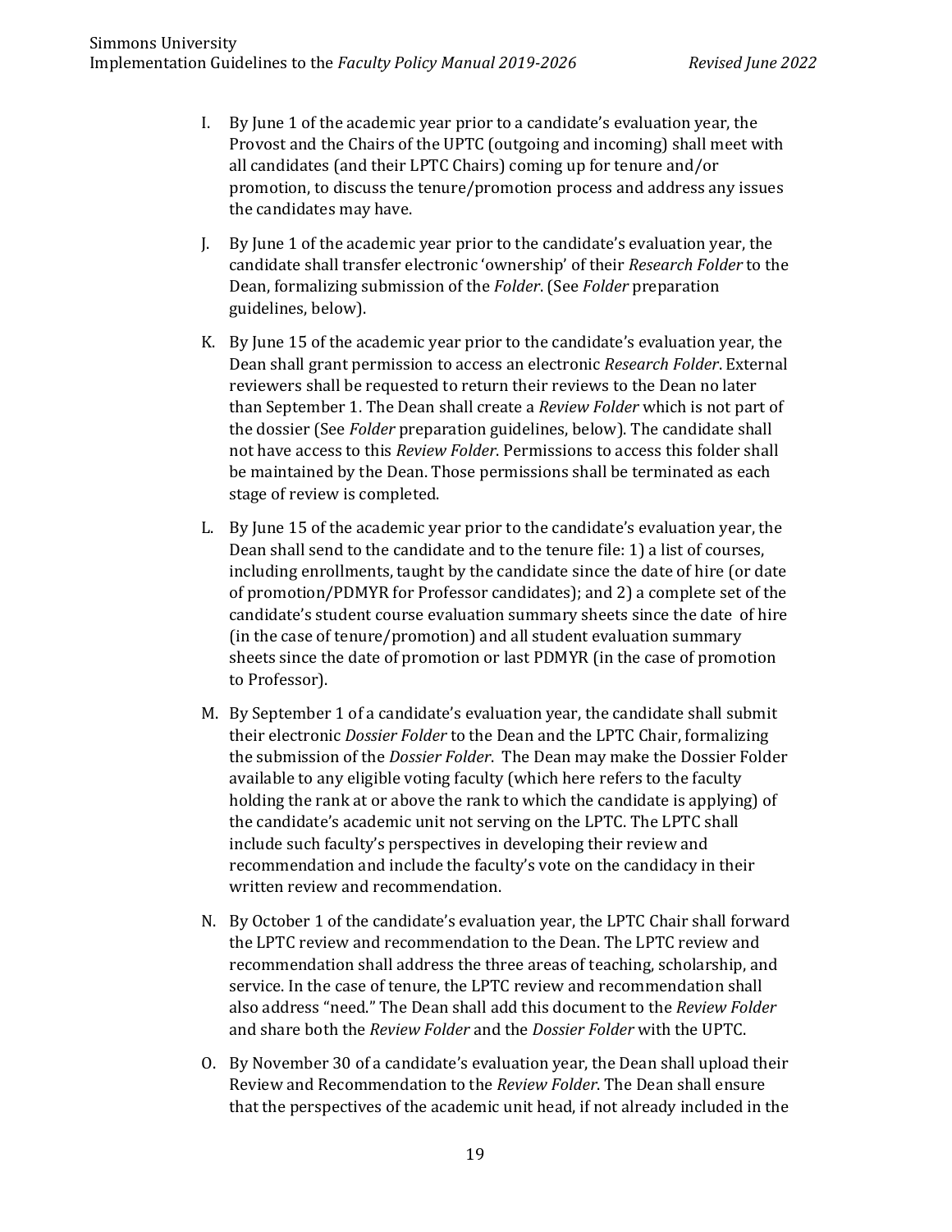I. By June 1 of the academic year prior to a candidate's evaluation year, the Provost and the Chairs of the UPTC (outgoing and incoming) shall meet with all candidates (and their LPTC Chairs) coming up for tenure and/or promotion, to discuss the tenure/promotion process and address any issues the candidates may have.

J. By June 1 of the academic year prior to the candidate's evaluation year, the candidate shall transfer electronic 'ownership' of their *Research Folder* to the Dean, formalizing submission of the *Folder*. (See *Folder* preparation guidelines, below).

K. By June 15 of the academic year prior to the candidate's evaluation year, the Dean shall grant permission to access an electronic *Research Folder*. External reviewers shall be requested to return their reviews to the Dean no later than September 1. The Dean shall create a *Review Folder* which is not part of the dossier (See *Folder* preparation guidelines, below). The candidate shall not have access to this *Review Folder*. Permissions to access this folder shall be maintained by the Dean. Those permissions shall be terminated as each stage of review is completed.

L. By June 15 of the academic year prior to the candidate's evaluation year, the Dean shall send to the candidate and to the tenure file: 1) a list of courses, including enrollments, taught by the candidate since the date of hire (or date of promotion/PDMYR for Professor candidates); and 2) a complete set of the candidate's student course evaluation summary sheets since the date of hire (in the case of tenure/promotion) and all student evaluation summary sheets since the date of promotion or last PDMYR (in the case of promotion to Professor).

M. By September 1 of a candidate's evaluation year, the candidate shall submit their electronic *Dossier Folder* to the Dean and the LPTC Chair, formalizing the submission of the *Dossier Folder*. The Dean may make the Dossier Folder available to any eligible voting faculty (which here refers to the faculty holding the rank at or above the rank to which the candidate is applying) of the candidate's academic unit not serving on the LPTC. The LPTC shall include such faculty's perspectives in developing their review and recommendation and include the faculty's vote on the candidacy in their written review and recommendation.

N. By October 1 of the candidate's evaluation year, the LPTC Chair shall forward the LPTC review and recommendation to the Dean. The LPTC review and recommendation shall address the three areas of teaching, scholarship, and service. In the case of tenure, the LPTC review and recommendation shall also address "need." The Dean shall add this document to the *Review Folder* and share both the *Review Folder* and the *Dossier Folder* with the UPTC.

O. By November 30 of a candidate's evaluation year, the Dean shall upload their Review and Recommendation to the *Review Folder*. The Dean shall ensure that the perspectives of the academic unit head, if not already included in the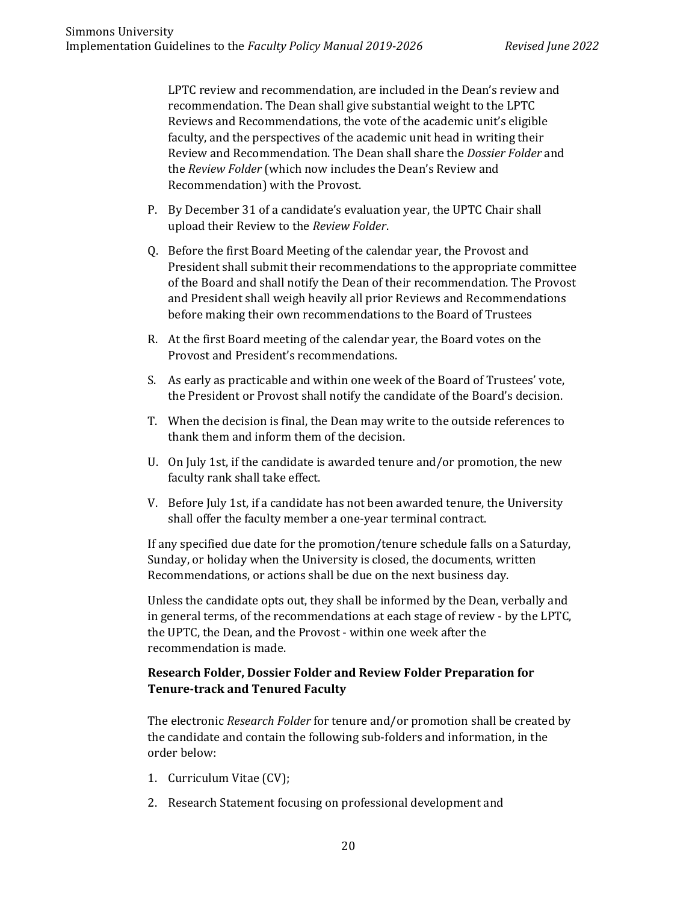LPTC review and recommendation, are included in the Dean's review and recommendation. The Dean shall give substantial weight to the LPTC Reviews and Recommendations, the vote of the academic unit's eligible faculty, and the perspectives of the academic unit head in writing their Review and Recommendation. The Dean shall share the *Dossier Folder* and the *Review Folder* (which now includes the Dean's Review and Recommendation) with the Provost.

P. By December 31 of a candidate's evaluation year, the UPTC Chair shall upload their Review to the *Review Folder*.

Q. Before the first Board Meeting of the calendar year, the Provost and President shall submit their recommendations to the appropriate committee of the Board and shall notify the Dean of their recommendation. The Provost and President shall weigh heavily all prior Reviews and Recommendations before making their own recommendations to the Board of Trustees

R. At the first Board meeting of the calendar year, the Board votes on the Provost and President's recommendations.

S. As early as practicable and within one week of the Board of Trustees' vote, the President or Provost shall notify the candidate of the Board's decision.

T. When the decision is final, the Dean may write to the outside references to thank them and inform them of the decision.

U. On July 1st, if the candidate is awarded tenure and/or promotion, the new faculty rank shall take effect.

V. Before July 1st, if a candidate has not been awarded tenure, the University shall offer the faculty member a one-year terminal contract.

If any specified due date for the promotion/tenure schedule falls on a Saturday, Sunday, or holiday when the University is closed, the documents, written Recommendations, or actions shall be due on the next business day.

Unless the candidate opts out, they shall be informed by the Dean, verbally and in general terms, of the recommendations at each stage of review - by the LPTC, the UPTC, the Dean, and the Provost - within one week after the recommendation is made.

**Research Folder, Dossier Folder and Review Folder Preparation for Tenure-track and Tenured Faculty**

The electronic *Research Folder* for tenure and/or promotion shall be created by the candidate and contain the following sub-folders and information, in the order below:

1. Curriculum Vitae (CV);
2. Research Statement focusing on professional development and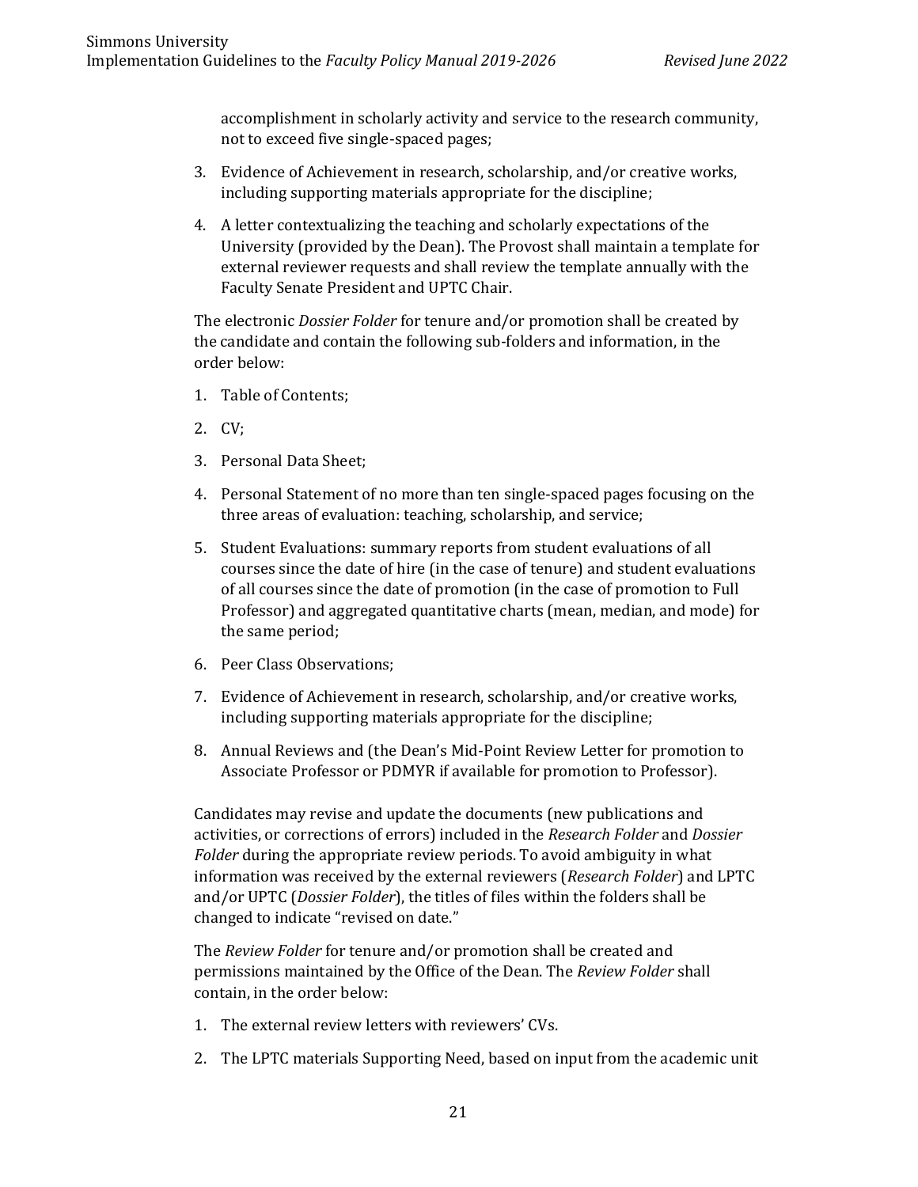accomplishment in scholarly activity and service to the research community, not to exceed five single-spaced pages;

3. Evidence of Achievement in research, scholarship, and/or creative works, including supporting materials appropriate for the discipline;
4. A letter contextualizing the teaching and scholarly expectations of the University (provided by the Dean). The Provost shall maintain a template for external reviewer requests and shall review the template annually with the Faculty Senate President and UPTC Chair.

The electronic *Dossier Folder* for tenure and/or promotion shall be created by the candidate and contain the following sub-folders and information, in the order below:

1. Table of Contents;
2. CV;
3. Personal Data Sheet;
4. Personal Statement of no more than ten single-spaced pages focusing on the three areas of evaluation: teaching, scholarship, and service;
5. Student Evaluations: summary reports from student evaluations of all courses since the date of hire (in the case of tenure) and student evaluations of all courses since the date of promotion (in the case of promotion to Full Professor) and aggregated quantitative charts (mean, median, and mode) for the same period;
6. Peer Class Observations;
7. Evidence of Achievement in research, scholarship, and/or creative works, including supporting materials appropriate for the discipline;
8. Annual Reviews and (the Dean's Mid-Point Review Letter for promotion to Associate Professor or PDMYR if available for promotion to Professor).

Candidates may revise and update the documents (new publications and activities, or corrections of errors) included in the *Research Folder* and *Dossier Folder* during the appropriate review periods. To avoid ambiguity in what information was received by the external reviewers (*Research Folder*) and LPTC and/or UPTC (*Dossier Folder*), the titles of files within the folders shall be changed to indicate "revised on date."

The *Review Folder* for tenure and/or promotion shall be created and permissions maintained by the Office of the Dean. The *Review Folder* shall contain, in the order below:

1. The external review letters with reviewers' CVs.
2. The LPTC materials Supporting Need, based on input from the academic unit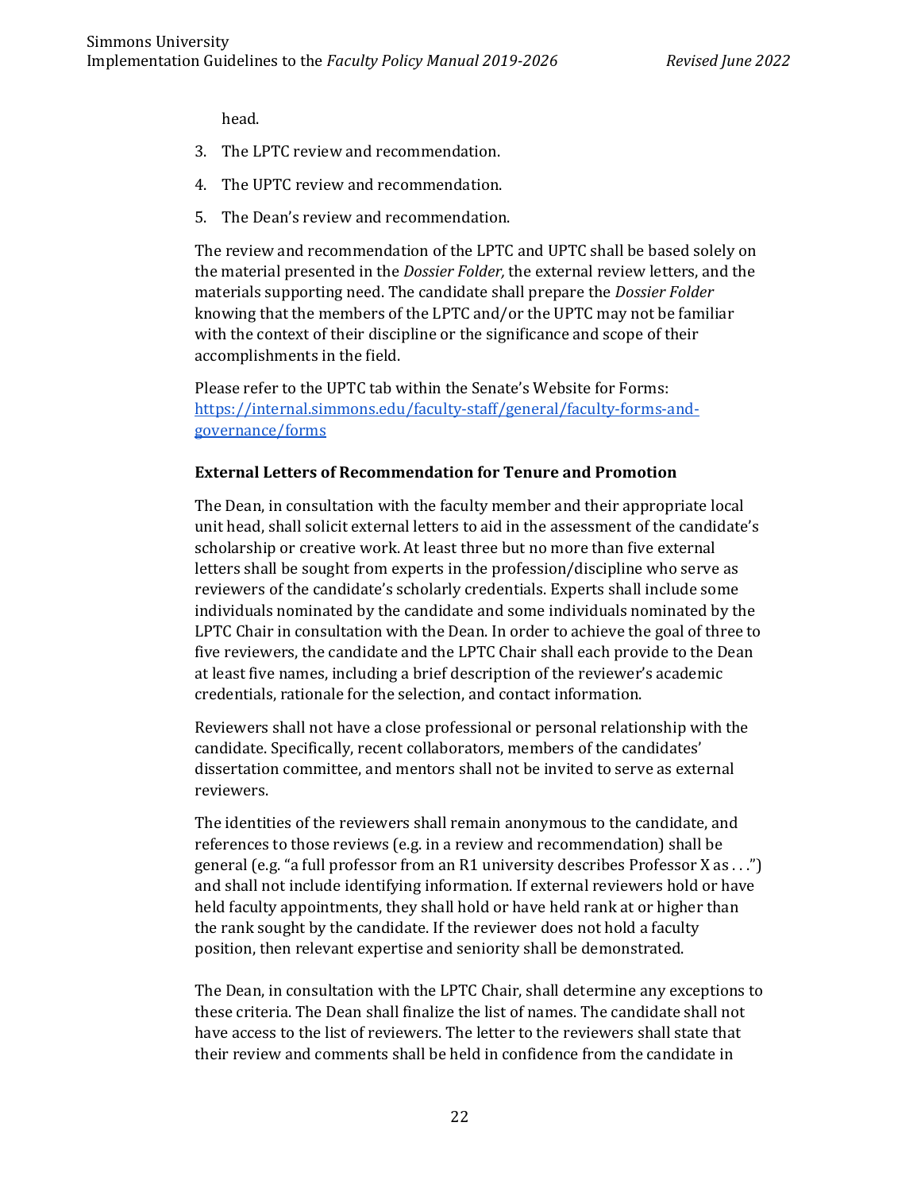head.

3. The LPTC review and recommendation.
4. The UPTC review and recommendation.
5. The Dean's review and recommendation.

The review and recommendation of the LPTC and UPTC shall be based solely on the material presented in the *Dossier Folder,* the external review letters, and the materials supporting need. The candidate shall prepare the *Dossier Folder* knowing that the members of the LPTC and/or the UPTC may not be familiar with the context of their discipline or the significance and scope of their accomplishments in the field.

Please refer to the UPTC tab within the Senate's Website for Forms: [https://internal.simmons.edu/faculty-staff/general/faculty-forms-and-governance/forms](https://internal.simmons.edu/faculty-staff/general/faculty-forms-and-governance/forms)

**External Letters of Recommendation for Tenure and Promotion**

The Dean, in consultation with the faculty member and their appropriate local unit head, shall solicit external letters to aid in the assessment of the candidate's scholarship or creative work. At least three but no more than five external letters shall be sought from experts in the profession/discipline who serve as reviewers of the candidate's scholarly credentials. Experts shall include some individuals nominated by the candidate and some individuals nominated by the LPTC Chair in consultation with the Dean. In order to achieve the goal of three to five reviewers, the candidate and the LPTC Chair shall each provide to the Dean at least five names, including a brief description of the reviewer's academic credentials, rationale for the selection, and contact information.

Reviewers shall not have a close professional or personal relationship with the candidate. Specifically, recent collaborators, members of the candidates' dissertation committee, and mentors shall not be invited to serve as external reviewers.

The identities of the reviewers shall remain anonymous to the candidate, and references to those reviews (e.g. in a review and recommendation) shall be general (e.g. "a full professor from an R1 university describes Professor X as . . .") and shall not include identifying information. If external reviewers hold or have held faculty appointments, they shall hold or have held rank at or higher than the rank sought by the candidate. If the reviewer does not hold a faculty position, then relevant expertise and seniority shall be demonstrated.

The Dean, in consultation with the LPTC Chair, shall determine any exceptions to these criteria. The Dean shall finalize the list of names. The candidate shall not have access to the list of reviewers. The letter to the reviewers shall state that their review and comments shall be held in confidence from the candidate in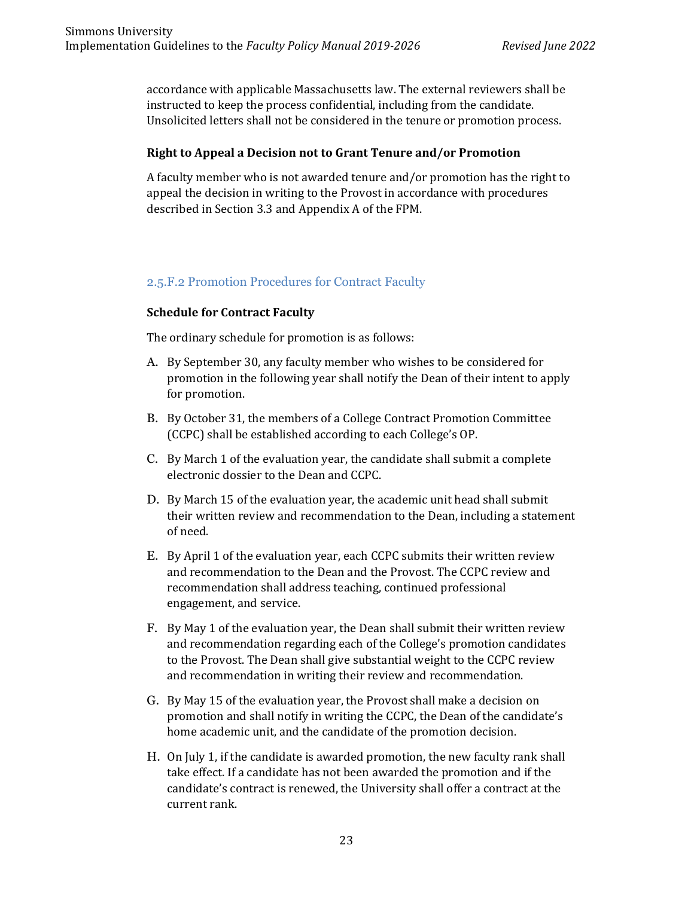accordance with applicable Massachusetts law. The external reviewers shall be instructed to keep the process confidential, including from the candidate. Unsolicited letters shall not be considered in the tenure or promotion process.

**Right to Appeal a Decision not to Grant Tenure and/or Promotion**

A faculty member who is not awarded tenure and/or promotion has the right to appeal the decision in writing to the Provost in accordance with procedures described in Section 3.3 and Appendix A of the FPM.

### 2.5.F.2 Promotion Procedures for Contract Faculty

**Schedule for Contract Faculty**

The ordinary schedule for promotion is as follows:

A. By September 30, any faculty member who wishes to be considered for promotion in the following year shall notify the Dean of their intent to apply for promotion.

B. By October 31, the members of a College Contract Promotion Committee (CCPC) shall be established according to each College's OP.

C. By March 1 of the evaluation year, the candidate shall submit a complete electronic dossier to the Dean and CCPC.

D. By March 15 of the evaluation year, the academic unit head shall submit their written review and recommendation to the Dean, including a statement of need.

E. By April 1 of the evaluation year, each CCPC submits their written review and recommendation to the Dean and the Provost. The CCPC review and recommendation shall address teaching, continued professional engagement, and service.

F. By May 1 of the evaluation year, the Dean shall submit their written review and recommendation regarding each of the College's promotion candidates to the Provost. The Dean shall give substantial weight to the CCPC review and recommendation in writing their review and recommendation.

G. By May 15 of the evaluation year, the Provost shall make a decision on promotion and shall notify in writing the CCPC, the Dean of the candidate's home academic unit, and the candidate of the promotion decision.

H. On July 1, if the candidate is awarded promotion, the new faculty rank shall take effect. If a candidate has not been awarded the promotion and if the candidate's contract is renewed, the University shall offer a contract at the current rank.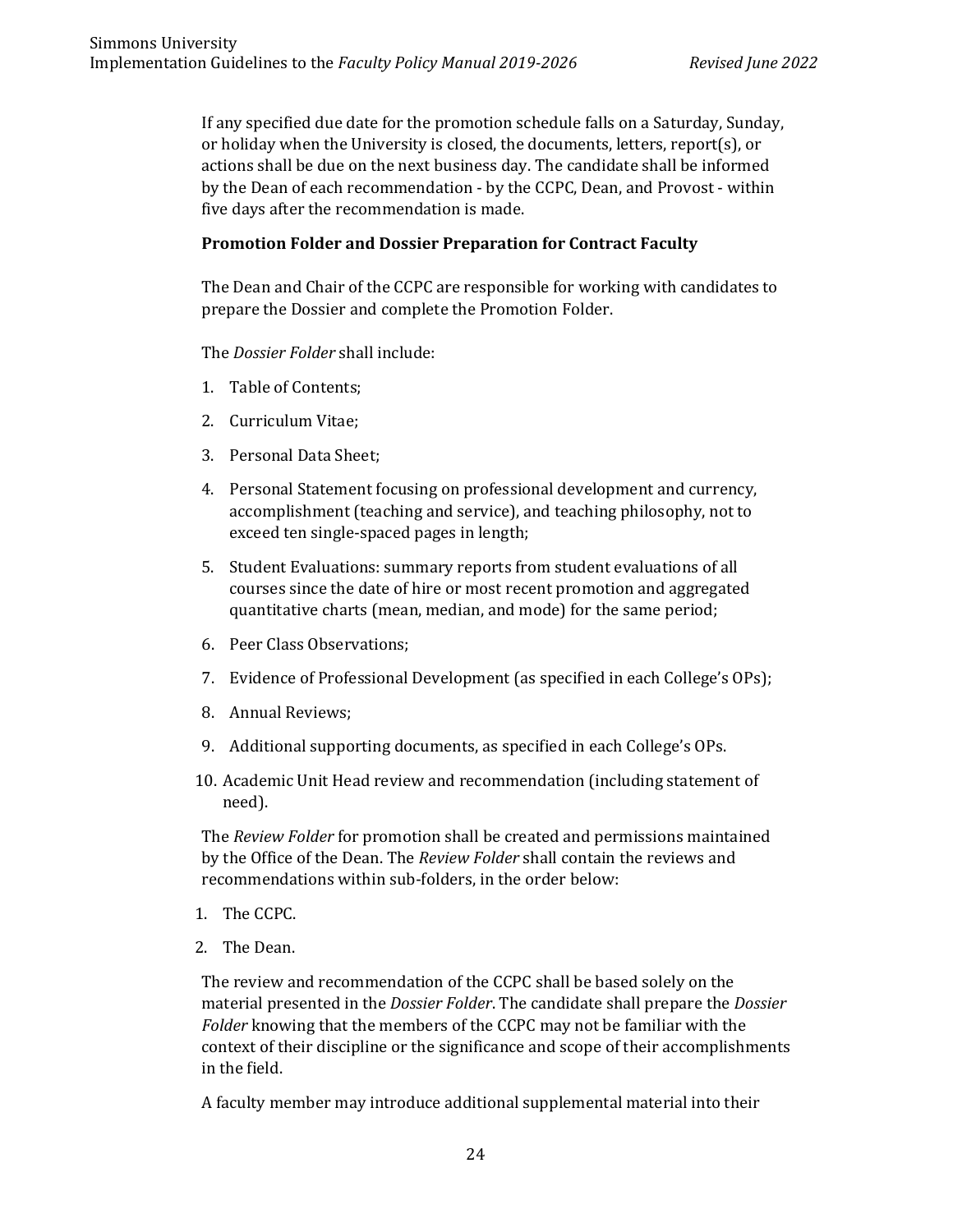If any specified due date for the promotion schedule falls on a Saturday, Sunday, or holiday when the University is closed, the documents, letters, report(s), or actions shall be due on the next business day. The candidate shall be informed by the Dean of each recommendation - by the CCPC, Dean, and Provost - within five days after the recommendation is made.

**Promotion Folder and Dossier Preparation for Contract Faculty**

The Dean and Chair of the CCPC are responsible for working with candidates to prepare the Dossier and complete the Promotion Folder.

The *Dossier Folder* shall include:

1. Table of Contents;
2. Curriculum Vitae;
3. Personal Data Sheet;
4. Personal Statement focusing on professional development and currency, accomplishment (teaching and service), and teaching philosophy, not to exceed ten single-spaced pages in length;
5. Student Evaluations: summary reports from student evaluations of all courses since the date of hire or most recent promotion and aggregated quantitative charts (mean, median, and mode) for the same period;
6. Peer Class Observations;
7. Evidence of Professional Development (as specified in each College's OPs);
8. Annual Reviews;
9. Additional supporting documents, as specified in each College's OPs.
10. Academic Unit Head review and recommendation (including statement of need).

The *Review Folder* for promotion shall be created and permissions maintained by the Office of the Dean. The *Review Folder* shall contain the reviews and recommendations within sub-folders, in the order below:

1. The CCPC.
2. The Dean.

The review and recommendation of the CCPC shall be based solely on the material presented in the *Dossier Folder*. The candidate shall prepare the *Dossier Folder* knowing that the members of the CCPC may not be familiar with the context of their discipline or the significance and scope of their accomplishments in the field.

A faculty member may introduce additional supplemental material into their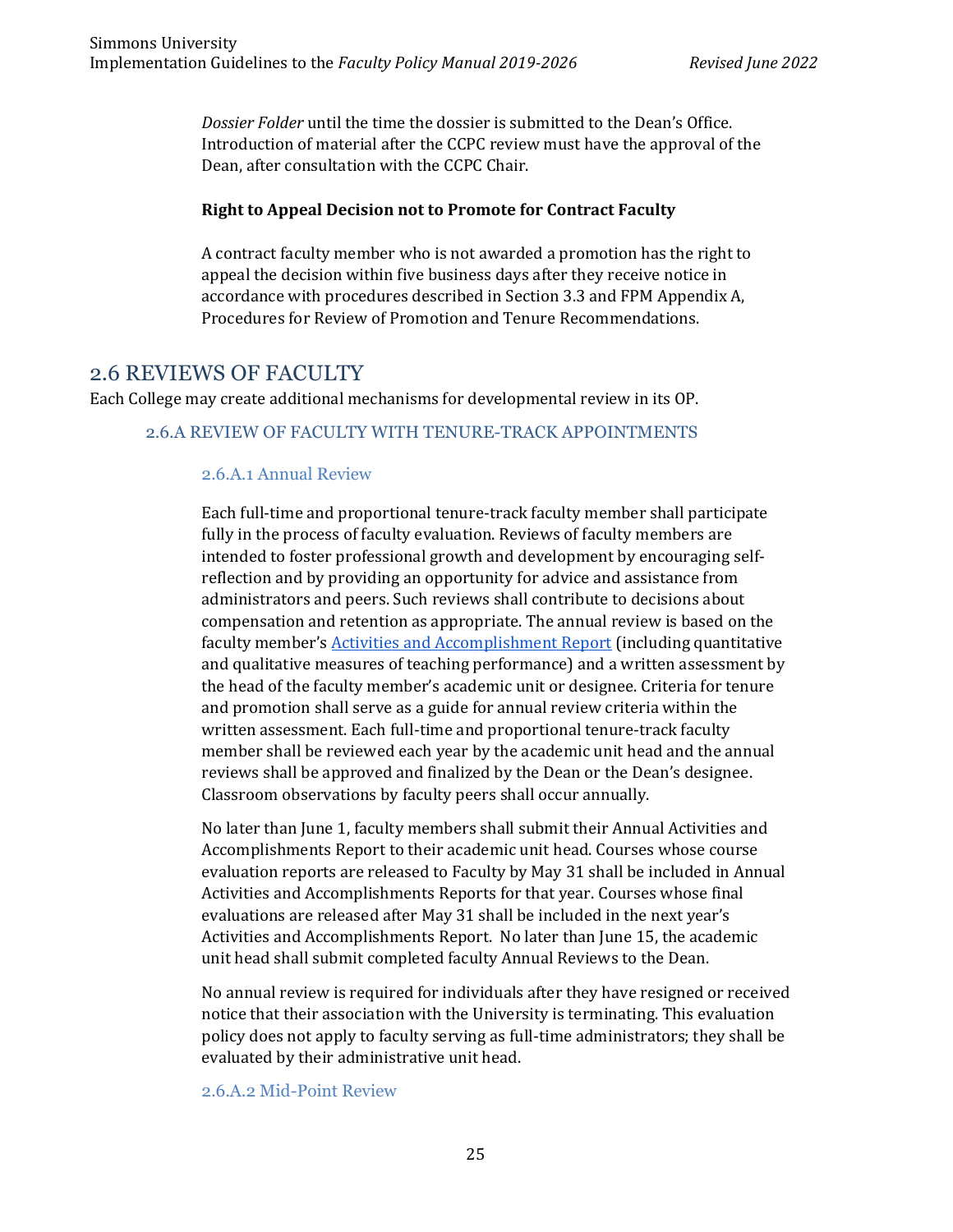*Dossier Folder* until the time the dossier is submitted to the Dean's Office. Introduction of material after the CCPC review must have the approval of the Dean, after consultation with the CCPC Chair.

**Right to Appeal Decision not to Promote for Contract Faculty**

A contract faculty member who is not awarded a promotion has the right to appeal the decision within five business days after they receive notice in accordance with procedures described in Section 3.3 and FPM Appendix A, Procedures for Review of Promotion and Tenure Recommendations.

## 2.6 REVIEWS OF FACULTY

Each College may create additional mechanisms for developmental review in its OP.

### 2.6.A REVIEW OF FACULTY WITH TENURE-TRACK APPOINTMENTS

#### 2.6.A.1 Annual Review

Each full-time and proportional tenure-track faculty member shall participate fully in the process of faculty evaluation. Reviews of faculty members are intended to foster professional growth and development by encouraging self-reflection and by providing an opportunity for advice and assistance from administrators and peers. Such reviews shall contribute to decisions about compensation and retention as appropriate. The annual review is based on the faculty member's [Activities and Accomplishment Report]() (including quantitative and qualitative measures of teaching performance) and a written assessment by the head of the faculty member's academic unit or designee. Criteria for tenure and promotion shall serve as a guide for annual review criteria within the written assessment. Each full-time and proportional tenure-track faculty member shall be reviewed each year by the academic unit head and the annual reviews shall be approved and finalized by the Dean or the Dean's designee. Classroom observations by faculty peers shall occur annually.

No later than June 1, faculty members shall submit their Annual Activities and Accomplishments Report to their academic unit head. Courses whose course evaluation reports are released to Faculty by May 31 shall be included in Annual Activities and Accomplishments Reports for that year. Courses whose final evaluations are released after May 31 shall be included in the next year's Activities and Accomplishments Report. No later than June 15, the academic unit head shall submit completed faculty Annual Reviews to the Dean.

No annual review is required for individuals after they have resigned or received notice that their association with the University is terminating. This evaluation policy does not apply to faculty serving as full-time administrators; they shall be evaluated by their administrative unit head.

#### 2.6.A.2 Mid-Point Review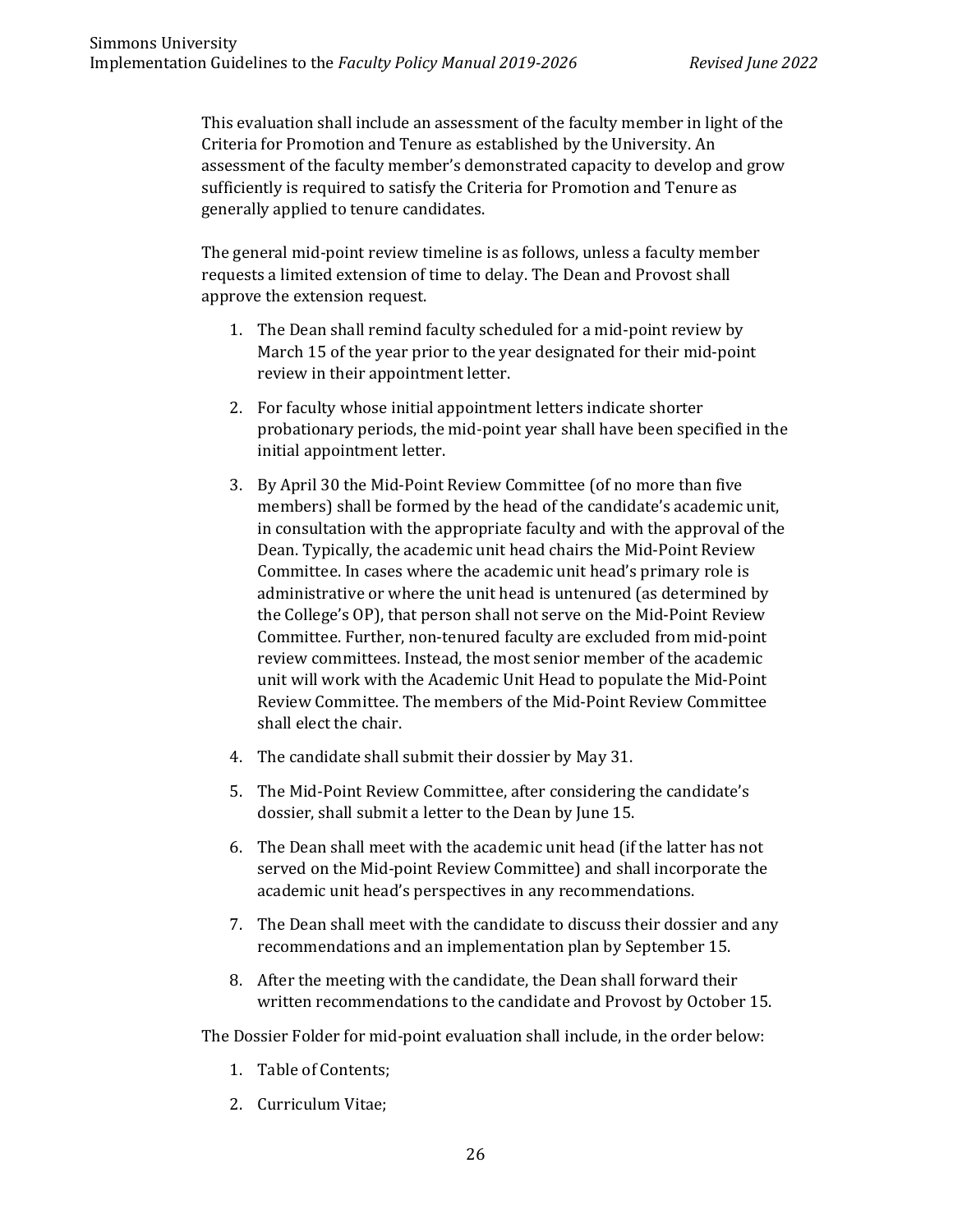This evaluation shall include an assessment of the faculty member in light of the Criteria for Promotion and Tenure as established by the University. An assessment of the faculty member's demonstrated capacity to develop and grow sufficiently is required to satisfy the Criteria for Promotion and Tenure as generally applied to tenure candidates.

The general mid-point review timeline is as follows, unless a faculty member requests a limited extension of time to delay. The Dean and Provost shall approve the extension request.

1. The Dean shall remind faculty scheduled for a mid-point review by March 15 of the year prior to the year designated for their mid-point review in their appointment letter.

2. For faculty whose initial appointment letters indicate shorter probationary periods, the mid-point year shall have been specified in the initial appointment letter.

3. By April 30 the Mid-Point Review Committee (of no more than five members) shall be formed by the head of the candidate's academic unit, in consultation with the appropriate faculty and with the approval of the Dean. Typically, the academic unit head chairs the Mid-Point Review Committee. In cases where the academic unit head's primary role is administrative or where the unit head is untenured (as determined by the College's OP), that person shall not serve on the Mid-Point Review Committee. Further, non-tenured faculty are excluded from mid-point review committees. Instead, the most senior member of the academic unit will work with the Academic Unit Head to populate the Mid-Point Review Committee. The members of the Mid-Point Review Committee shall elect the chair.

4. The candidate shall submit their dossier by May 31.

5. The Mid-Point Review Committee, after considering the candidate's dossier, shall submit a letter to the Dean by June 15.

6. The Dean shall meet with the academic unit head (if the latter has not served on the Mid-point Review Committee) and shall incorporate the academic unit head's perspectives in any recommendations.

7. The Dean shall meet with the candidate to discuss their dossier and any recommendations and an implementation plan by September 15.

8. After the meeting with the candidate, the Dean shall forward their written recommendations to the candidate and Provost by October 15.

The Dossier Folder for mid-point evaluation shall include, in the order below:

1. Table of Contents;

2. Curriculum Vitae;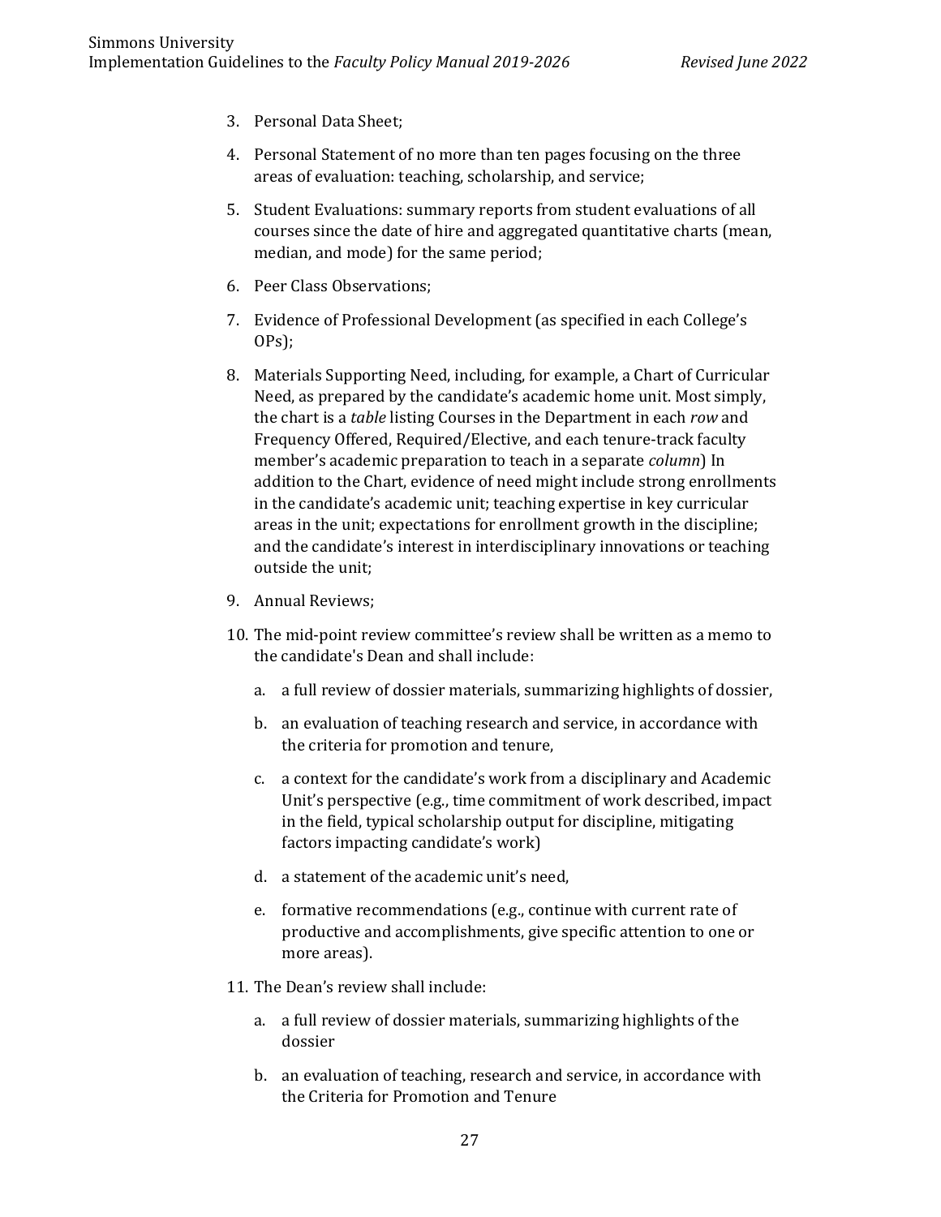3. Personal Data Sheet;
4. Personal Statement of no more than ten pages focusing on the three areas of evaluation: teaching, scholarship, and service;
5. Student Evaluations: summary reports from student evaluations of all courses since the date of hire and aggregated quantitative charts (mean, median, and mode) for the same period;
6. Peer Class Observations;
7. Evidence of Professional Development (as specified in each College's OPs);
8. Materials Supporting Need, including, for example, a Chart of Curricular Need, as prepared by the candidate's academic home unit. Most simply, the chart is a *table* listing Courses in the Department in each *row* and Frequency Offered, Required/Elective, and each tenure-track faculty member's academic preparation to teach in a separate *column*) In addition to the Chart, evidence of need might include strong enrollments in the candidate's academic unit; teaching expertise in key curricular areas in the unit; expectations for enrollment growth in the discipline; and the candidate's interest in interdisciplinary innovations or teaching outside the unit;
9. Annual Reviews;
10. The mid-point review committee's review shall be written as a memo to the candidate's Dean and shall include:
    a. a full review of dossier materials, summarizing highlights of dossier,
    b. an evaluation of teaching research and service, in accordance with the criteria for promotion and tenure,
    c. a context for the candidate's work from a disciplinary and Academic Unit's perspective (e.g., time commitment of work described, impact in the field, typical scholarship output for discipline, mitigating factors impacting candidate's work)
    d. a statement of the academic unit's need,
    e. formative recommendations (e.g., continue with current rate of productive and accomplishments, give specific attention to one or more areas).
11. The Dean's review shall include:
    a. a full review of dossier materials, summarizing highlights of the dossier
    b. an evaluation of teaching, research and service, in accordance with the Criteria for Promotion and Tenure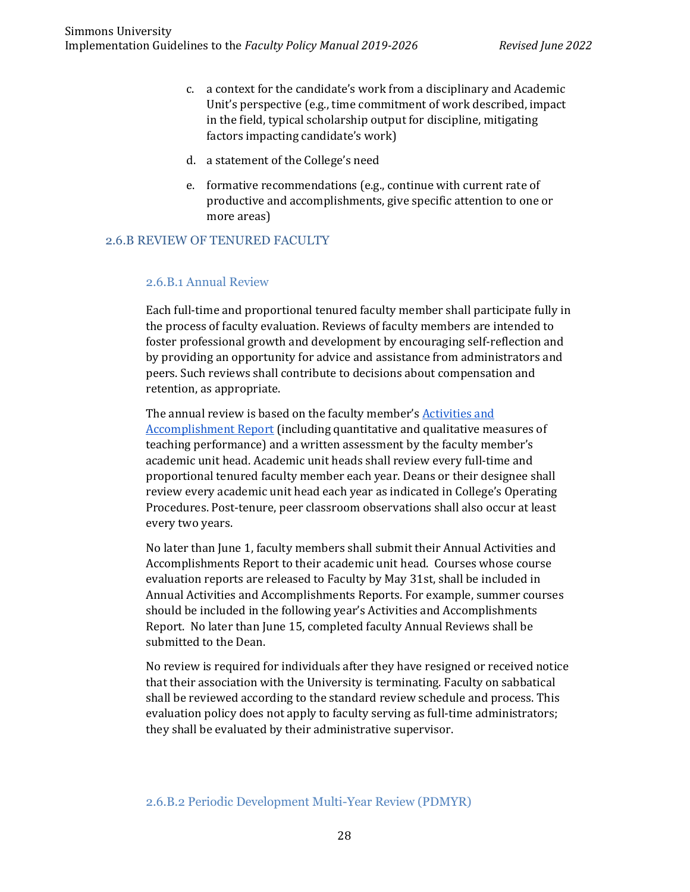c. a context for the candidate's work from a disciplinary and Academic Unit's perspective (e.g., time commitment of work described, impact in the field, typical scholarship output for discipline, mitigating factors impacting candidate's work)

d. a statement of the College's need

e. formative recommendations (e.g., continue with current rate of productive and accomplishments, give specific attention to one or more areas)

## 2.6.B REVIEW OF TENURED FACULTY

### 2.6.B.1 Annual Review

Each full-time and proportional tenured faculty member shall participate fully in the process of faculty evaluation. Reviews of faculty members are intended to foster professional growth and development by encouraging self-reflection and by providing an opportunity for advice and assistance from administrators and peers. Such reviews shall contribute to decisions about compensation and retention, as appropriate.

The annual review is based on the faculty member's Activities and Accomplishment Report (including quantitative and qualitative measures of teaching performance) and a written assessment by the faculty member's academic unit head. Academic unit heads shall review every full-time and proportional tenured faculty member each year. Deans or their designee shall review every academic unit head each year as indicated in College's Operating Procedures. Post-tenure, peer classroom observations shall also occur at least every two years.

No later than June 1, faculty members shall submit their Annual Activities and Accomplishments Report to their academic unit head. Courses whose course evaluation reports are released to Faculty by May 31st, shall be included in Annual Activities and Accomplishments Reports. For example, summer courses should be included in the following year's Activities and Accomplishments Report. No later than June 15, completed faculty Annual Reviews shall be submitted to the Dean.

No review is required for individuals after they have resigned or received notice that their association with the University is terminating. Faculty on sabbatical shall be reviewed according to the standard review schedule and process. This evaluation policy does not apply to faculty serving as full-time administrators; they shall be evaluated by their administrative supervisor.

### 2.6.B.2 Periodic Development Multi-Year Review (PDMYR)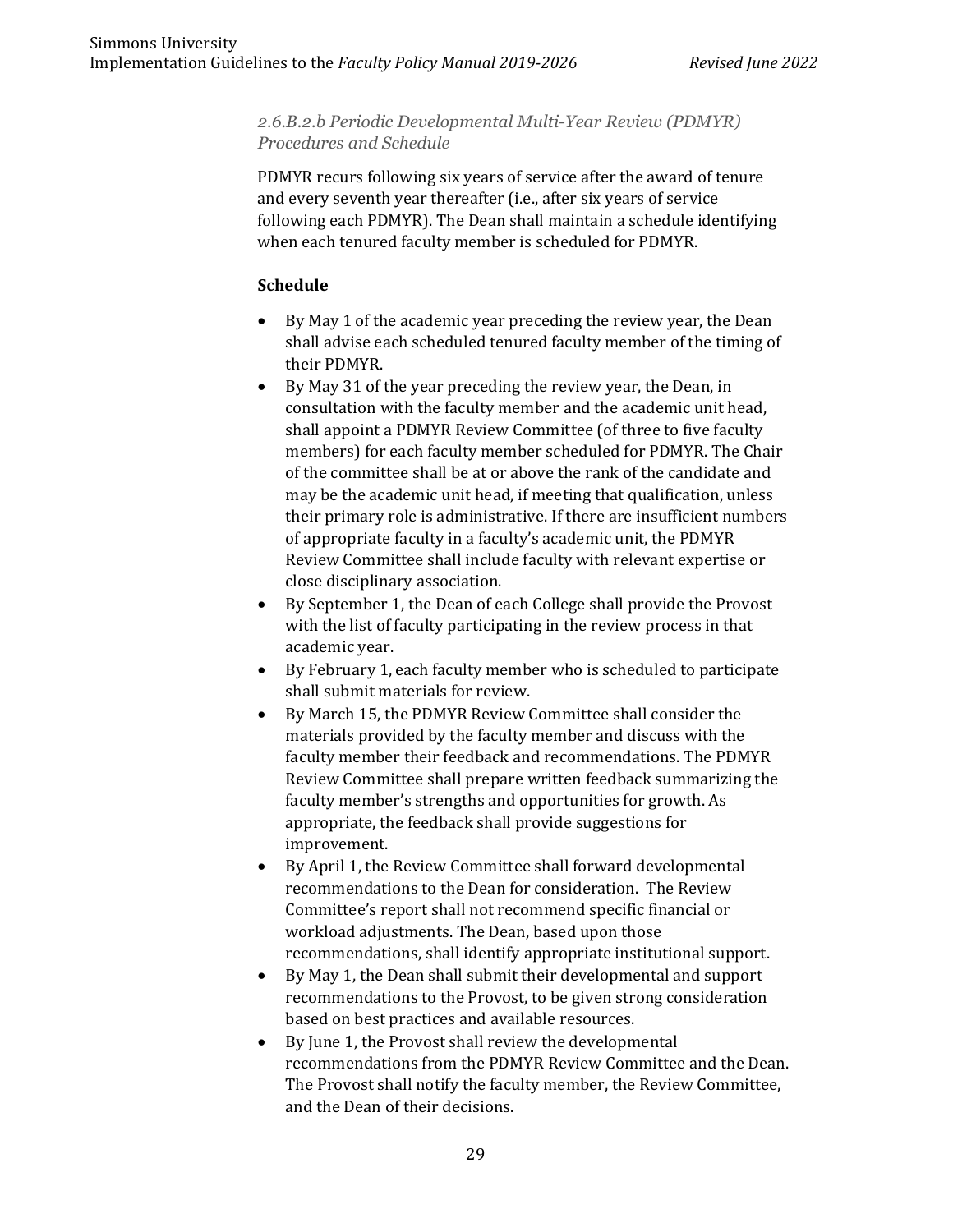*2.6.B.2.b Periodic Developmental Multi-Year Review (PDMYR) Procedures and Schedule*

PDMYR recurs following six years of service after the award of tenure and every seventh year thereafter (i.e., after six years of service following each PDMYR). The Dean shall maintain a schedule identifying when each tenured faculty member is scheduled for PDMYR.

**Schedule**

- By May 1 of the academic year preceding the review year, the Dean shall advise each scheduled tenured faculty member of the timing of their PDMYR.
- By May 31 of the year preceding the review year, the Dean, in consultation with the faculty member and the academic unit head, shall appoint a PDMYR Review Committee (of three to five faculty members) for each faculty member scheduled for PDMYR. The Chair of the committee shall be at or above the rank of the candidate and may be the academic unit head, if meeting that qualification, unless their primary role is administrative. If there are insufficient numbers of appropriate faculty in a faculty's academic unit, the PDMYR Review Committee shall include faculty with relevant expertise or close disciplinary association.
- By September 1, the Dean of each College shall provide the Provost with the list of faculty participating in the review process in that academic year.
- By February 1, each faculty member who is scheduled to participate shall submit materials for review.
- By March 15, the PDMYR Review Committee shall consider the materials provided by the faculty member and discuss with the faculty member their feedback and recommendations. The PDMYR Review Committee shall prepare written feedback summarizing the faculty member's strengths and opportunities for growth. As appropriate, the feedback shall provide suggestions for improvement.
- By April 1, the Review Committee shall forward developmental recommendations to the Dean for consideration. The Review Committee's report shall not recommend specific financial or workload adjustments. The Dean, based upon those recommendations, shall identify appropriate institutional support.
- By May 1, the Dean shall submit their developmental and support recommendations to the Provost, to be given strong consideration based on best practices and available resources.
- By June 1, the Provost shall review the developmental recommendations from the PDMYR Review Committee and the Dean. The Provost shall notify the faculty member, the Review Committee, and the Dean of their decisions.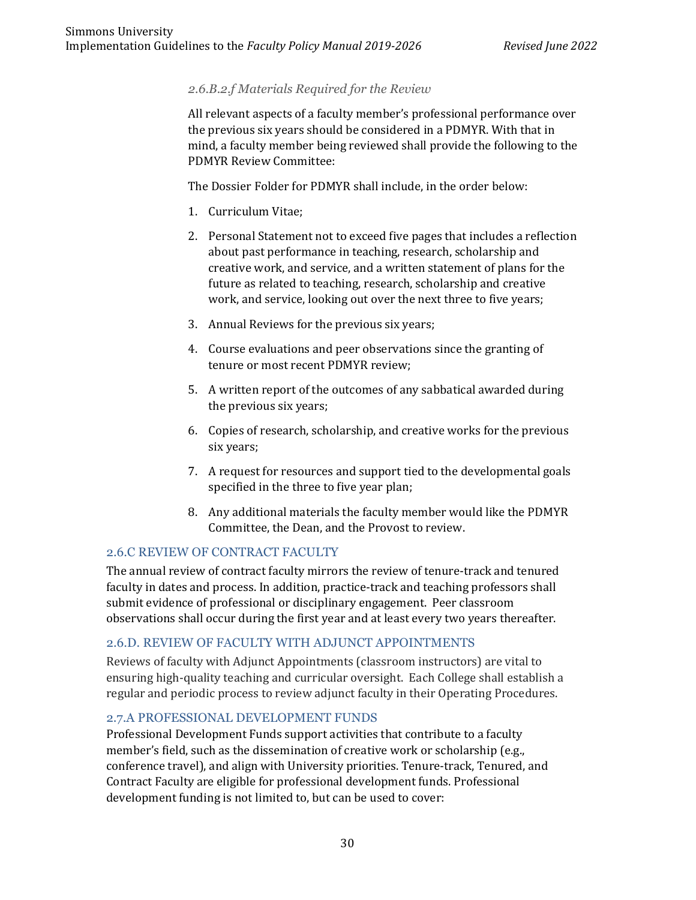#### *2.6.B.2.f Materials Required for the Review*

All relevant aspects of a faculty member's professional performance over the previous six years should be considered in a PDMYR. With that in mind, a faculty member being reviewed shall provide the following to the PDMYR Review Committee:

The Dossier Folder for PDMYR shall include, in the order below:

1. Curriculum Vitae;
2. Personal Statement not to exceed five pages that includes a reflection about past performance in teaching, research, scholarship and creative work, and service, and a written statement of plans for the future as related to teaching, research, scholarship and creative work, and service, looking out over the next three to five years;
3. Annual Reviews for the previous six years;
4. Course evaluations and peer observations since the granting of tenure or most recent PDMYR review;
5. A written report of the outcomes of any sabbatical awarded during the previous six years;
6. Copies of research, scholarship, and creative works for the previous six years;
7. A request for resources and support tied to the developmental goals specified in the three to five year plan;
8. Any additional materials the faculty member would like the PDMYR Committee, the Dean, and the Provost to review.

### 2.6.C REVIEW OF CONTRACT FACULTY

The annual review of contract faculty mirrors the review of tenure-track and tenured faculty in dates and process. In addition, practice-track and teaching professors shall submit evidence of professional or disciplinary engagement. Peer classroom observations shall occur during the first year and at least every two years thereafter.

### 2.6.D. REVIEW OF FACULTY WITH ADJUNCT APPOINTMENTS

Reviews of faculty with Adjunct Appointments (classroom instructors) are vital to ensuring high-quality teaching and curricular oversight. Each College shall establish a regular and periodic process to review adjunct faculty in their Operating Procedures.

### 2.7.A PROFESSIONAL DEVELOPMENT FUNDS

Professional Development Funds support activities that contribute to a faculty member's field, such as the dissemination of creative work or scholarship (e.g., conference travel), and align with University priorities. Tenure-track, Tenured, and Contract Faculty are eligible for professional development funds. Professional development funding is not limited to, but can be used to cover: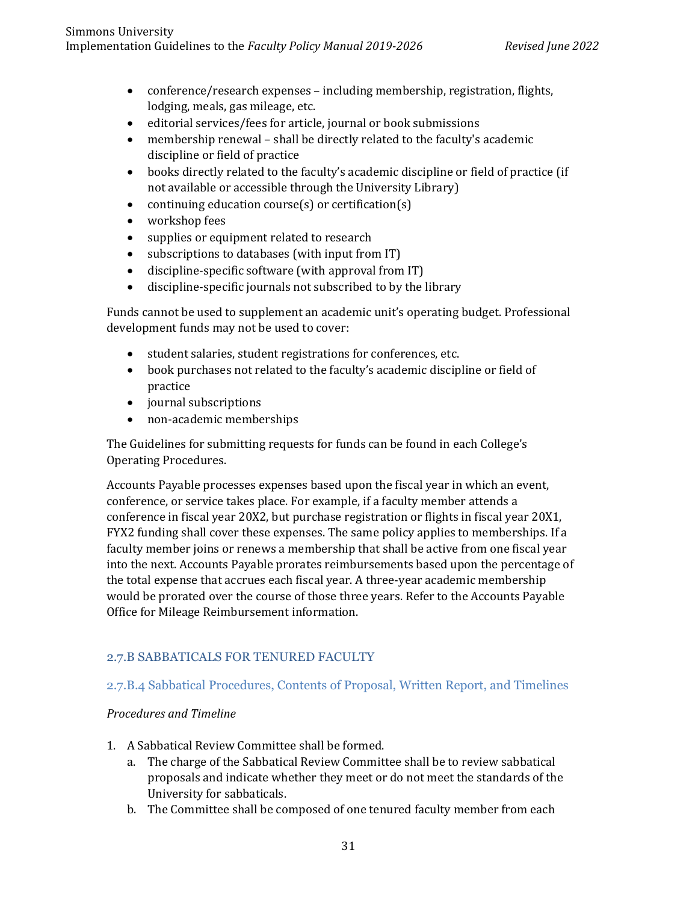- conference/research expenses – including membership, registration, flights, lodging, meals, gas mileage, etc.
- editorial services/fees for article, journal or book submissions
- membership renewal – shall be directly related to the faculty's academic discipline or field of practice
- books directly related to the faculty's academic discipline or field of practice (if not available or accessible through the University Library)
- continuing education course(s) or certification(s)
- workshop fees
- supplies or equipment related to research
- subscriptions to databases (with input from IT)
- discipline-specific software (with approval from IT)
- discipline-specific journals not subscribed to by the library

Funds cannot be used to supplement an academic unit's operating budget. Professional development funds may not be used to cover:

- student salaries, student registrations for conferences, etc.
- book purchases not related to the faculty's academic discipline or field of practice
- journal subscriptions
- non-academic memberships

The Guidelines for submitting requests for funds can be found in each College's Operating Procedures.

Accounts Payable processes expenses based upon the fiscal year in which an event, conference, or service takes place. For example, if a faculty member attends a conference in fiscal year 20X2, but purchase registration or flights in fiscal year 20X1, FYX2 funding shall cover these expenses. The same policy applies to memberships. If a faculty member joins or renews a membership that shall be active from one fiscal year into the next. Accounts Payable prorates reimbursements based upon the percentage of the total expense that accrues each fiscal year. A three-year academic membership would be prorated over the course of those three years. Refer to the Accounts Payable Office for Mileage Reimbursement information.

## 2.7.B SABBATICALS FOR TENURED FACULTY

### 2.7.B.4 Sabbatical Procedures, Contents of Proposal, Written Report, and Timelines

*Procedures and Timeline*

1. A Sabbatical Review Committee shall be formed.
   a. The charge of the Sabbatical Review Committee shall be to review sabbatical proposals and indicate whether they meet or do not meet the standards of the University for sabbaticals.
   b. The Committee shall be composed of one tenured faculty member from each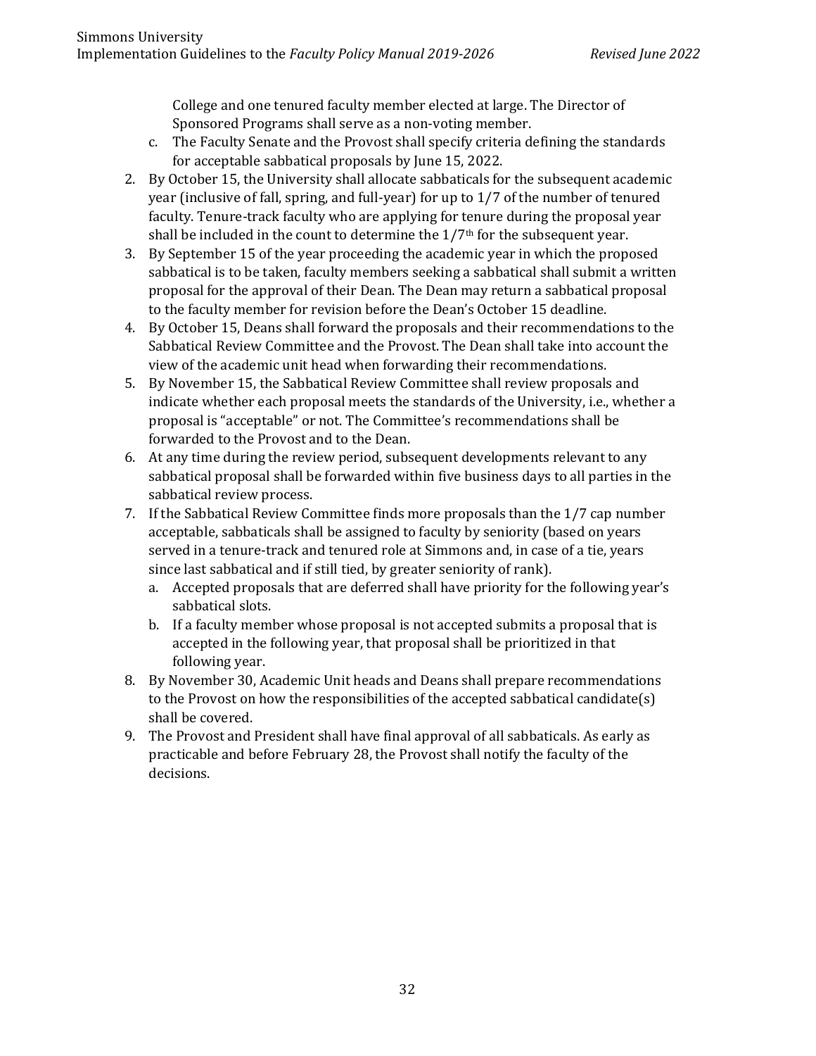College and one tenured faculty member elected at large. The Director of Sponsored Programs shall serve as a non-voting member.

   c. The Faculty Senate and the Provost shall specify criteria defining the standards for acceptable sabbatical proposals by June 15, 2022.

2. By October 15, the University shall allocate sabbaticals for the subsequent academic year (inclusive of fall, spring, and full-year) for up to 1/7 of the number of tenured faculty. Tenure-track faculty who are applying for tenure during the proposal year shall be included in the count to determine the 1/7th for the subsequent year.
3. By September 15 of the year proceeding the academic year in which the proposed sabbatical is to be taken, faculty members seeking a sabbatical shall submit a written proposal for the approval of their Dean. The Dean may return a sabbatical proposal to the faculty member for revision before the Dean's October 15 deadline.
4. By October 15, Deans shall forward the proposals and their recommendations to the Sabbatical Review Committee and the Provost. The Dean shall take into account the view of the academic unit head when forwarding their recommendations.
5. By November 15, the Sabbatical Review Committee shall review proposals and indicate whether each proposal meets the standards of the University, i.e., whether a proposal is "acceptable" or not. The Committee's recommendations shall be forwarded to the Provost and to the Dean.
6. At any time during the review period, subsequent developments relevant to any sabbatical proposal shall be forwarded within five business days to all parties in the sabbatical review process.
7. If the Sabbatical Review Committee finds more proposals than the 1/7 cap number acceptable, sabbaticals shall be assigned to faculty by seniority (based on years served in a tenure-track and tenured role at Simmons and, in case of a tie, years since last sabbatical and if still tied, by greater seniority of rank).
   a. Accepted proposals that are deferred shall have priority for the following year's sabbatical slots.
   b. If a faculty member whose proposal is not accepted submits a proposal that is accepted in the following year, that proposal shall be prioritized in that following year.
8. By November 30, Academic Unit heads and Deans shall prepare recommendations to the Provost on how the responsibilities of the accepted sabbatical candidate(s) shall be covered.
9. The Provost and President shall have final approval of all sabbaticals. As early as practicable and before February 28, the Provost shall notify the faculty of the decisions.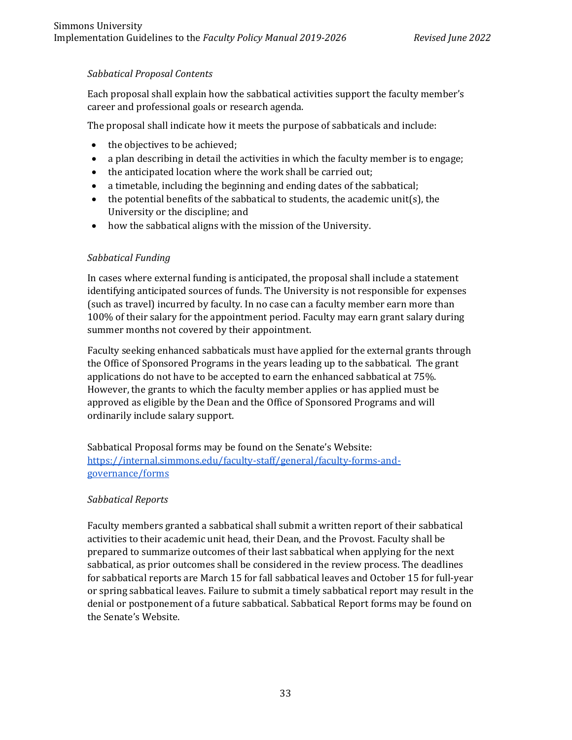*Sabbatical Proposal Contents*

Each proposal shall explain how the sabbatical activities support the faculty member's career and professional goals or research agenda.

The proposal shall indicate how it meets the purpose of sabbaticals and include:

- the objectives to be achieved;
- a plan describing in detail the activities in which the faculty member is to engage;
- the anticipated location where the work shall be carried out;
- a timetable, including the beginning and ending dates of the sabbatical;
- the potential benefits of the sabbatical to students, the academic unit(s), the University or the discipline; and
- how the sabbatical aligns with the mission of the University.

*Sabbatical Funding*

In cases where external funding is anticipated, the proposal shall include a statement identifying anticipated sources of funds. The University is not responsible for expenses (such as travel) incurred by faculty. In no case can a faculty member earn more than 100% of their salary for the appointment period. Faculty may earn grant salary during summer months not covered by their appointment.

Faculty seeking enhanced sabbaticals must have applied for the external grants through the Office of Sponsored Programs in the years leading up to the sabbatical. The grant applications do not have to be accepted to earn the enhanced sabbatical at 75%. However, the grants to which the faculty member applies or has applied must be approved as eligible by the Dean and the Office of Sponsored Programs and will ordinarily include salary support.

Sabbatical Proposal forms may be found on the Senate's Website: [https://internal.simmons.edu/faculty-staff/general/faculty-forms-and-governance/forms](https://internal.simmons.edu/faculty-staff/general/faculty-forms-and-governance/forms)

*Sabbatical Reports*

Faculty members granted a sabbatical shall submit a written report of their sabbatical activities to their academic unit head, their Dean, and the Provost. Faculty shall be prepared to summarize outcomes of their last sabbatical when applying for the next sabbatical, as prior outcomes shall be considered in the review process. The deadlines for sabbatical reports are March 15 for fall sabbatical leaves and October 15 for full-year or spring sabbatical leaves. Failure to submit a timely sabbatical report may result in the denial or postponement of a future sabbatical. Sabbatical Report forms may be found on the Senate's Website.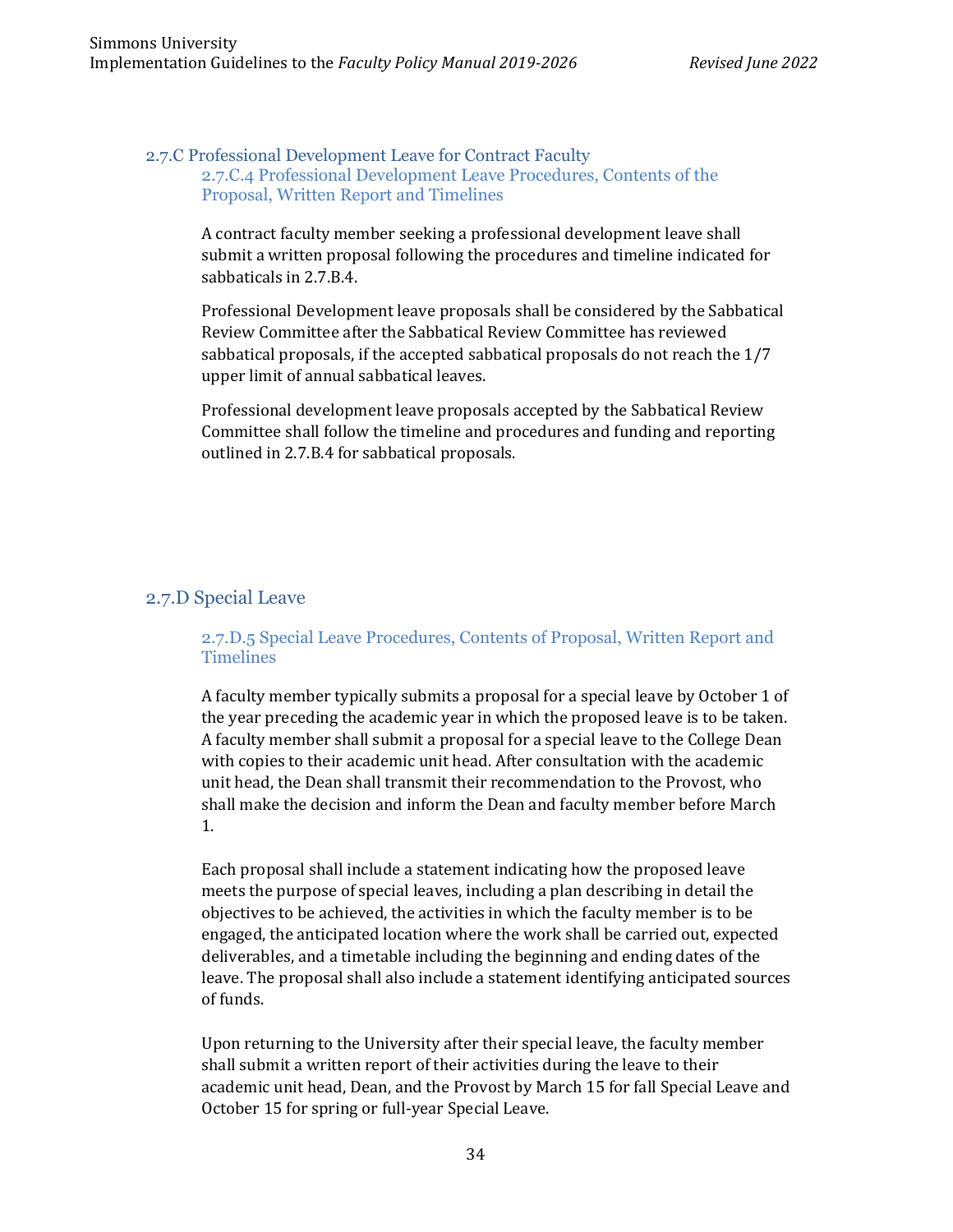## 2.7.C Professional Development Leave for Contract Faculty

### 2.7.C.4 Professional Development Leave Procedures, Contents of the Proposal, Written Report and Timelines

A contract faculty member seeking a professional development leave shall submit a written proposal following the procedures and timeline indicated for sabbaticals in 2.7.B.4.

Professional Development leave proposals shall be considered by the Sabbatical Review Committee after the Sabbatical Review Committee has reviewed sabbatical proposals, if the accepted sabbatical proposals do not reach the 1/7 upper limit of annual sabbatical leaves.

Professional development leave proposals accepted by the Sabbatical Review Committee shall follow the timeline and procedures and funding and reporting outlined in 2.7.B.4 for sabbatical proposals.

## 2.7.D Special Leave

### 2.7.D.5 Special Leave Procedures, Contents of Proposal, Written Report and Timelines

A faculty member typically submits a proposal for a special leave by October 1 of the year preceding the academic year in which the proposed leave is to be taken. A faculty member shall submit a proposal for a special leave to the College Dean with copies to their academic unit head. After consultation with the academic unit head, the Dean shall transmit their recommendation to the Provost, who shall make the decision and inform the Dean and faculty member before March 1.

Each proposal shall include a statement indicating how the proposed leave meets the purpose of special leaves, including a plan describing in detail the objectives to be achieved, the activities in which the faculty member is to be engaged, the anticipated location where the work shall be carried out, expected deliverables, and a timetable including the beginning and ending dates of the leave. The proposal shall also include a statement identifying anticipated sources of funds.

Upon returning to the University after their special leave, the faculty member shall submit a written report of their activities during the leave to their academic unit head, Dean, and the Provost by March 15 for fall Special Leave and October 15 for spring or full-year Special Leave.